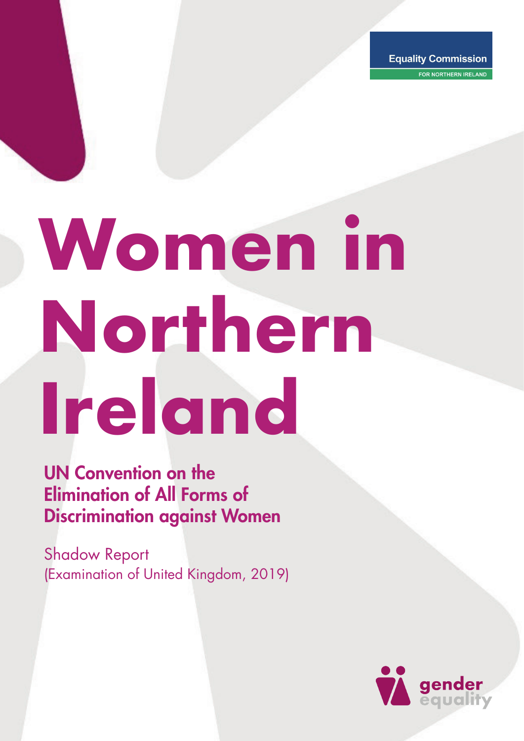Equality Commission

FOR NORTHERN IRELAND

# Women in Northern Ireland

## UN Convention on the Elimination of All Forms of Discrimination against Women

Shadow Report
(Examination of United Kingdom, 2019)

gender equality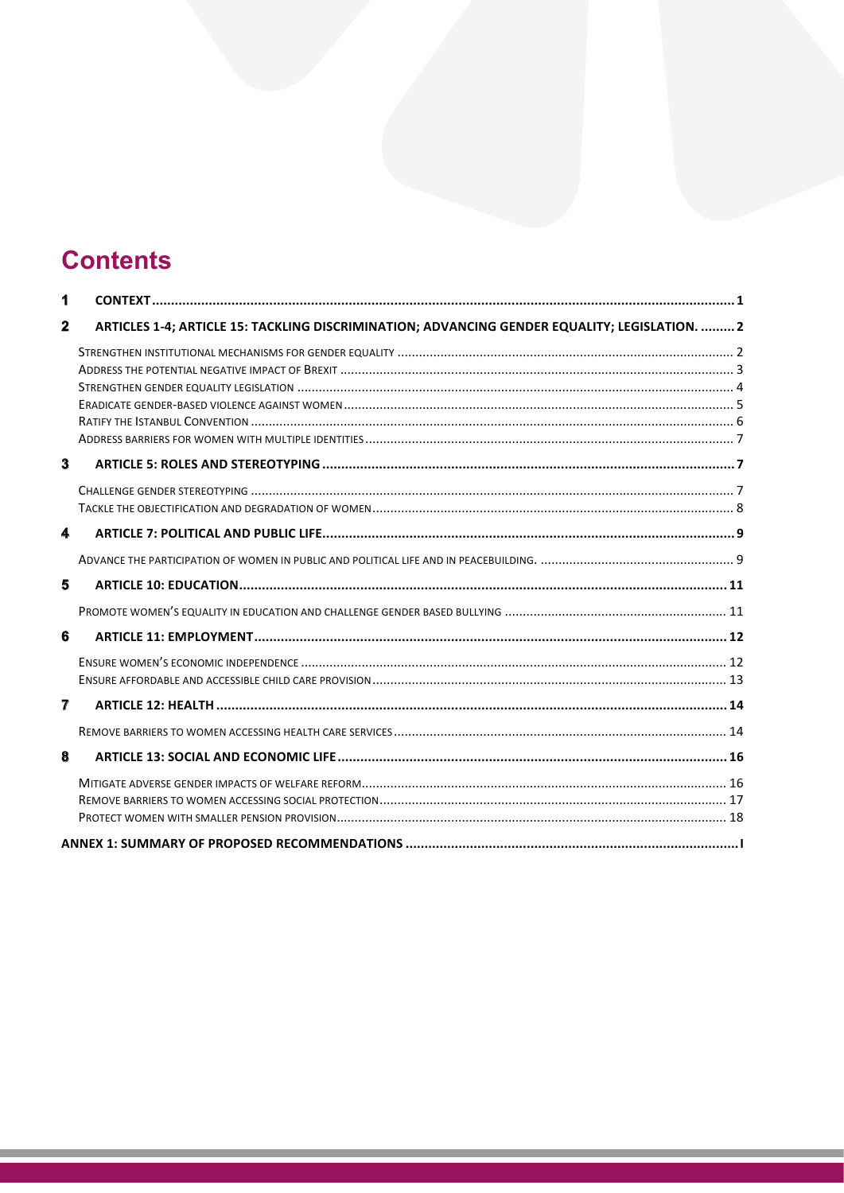# Contents

1 CONTEXT ..... 1

2 ARTICLES 1-4; ARTICLE 15: TACKLING DISCRIMINATION; ADVANCING GENDER EQUALITY; LEGISLATION. ..... 2

- STRENGTHEN INSTITUTIONAL MECHANISMS FOR GENDER EQUALITY ..... 2
- ADDRESS THE POTENTIAL NEGATIVE IMPACT OF BREXIT ..... 3
- STRENGTHEN GENDER EQUALITY LEGISLATION ..... 4
- ERADICATE GENDER-BASED VIOLENCE AGAINST WOMEN ..... 5
- RATIFY THE ISTANBUL CONVENTION ..... 6
- ADDRESS BARRIERS FOR WOMEN WITH MULTIPLE IDENTITIES ..... 7

3 ARTICLE 5: ROLES AND STEREOTYPING ..... 7

- CHALLENGE GENDER STEREOTYPING ..... 7
- TACKLE THE OBJECTIFICATION AND DEGRADATION OF WOMEN ..... 8

4 ARTICLE 7: POLITICAL AND PUBLIC LIFE ..... 9

- ADVANCE THE PARTICIPATION OF WOMEN IN PUBLIC AND POLITICAL LIFE AND IN PEACEBUILDING. ..... 9

5 ARTICLE 10: EDUCATION ..... 11

- PROMOTE WOMEN'S EQUALITY IN EDUCATION AND CHALLENGE GENDER BASED BULLYING ..... 11

6 ARTICLE 11: EMPLOYMENT ..... 12

- ENSURE WOMEN'S ECONOMIC INDEPENDENCE ..... 12
- ENSURE AFFORDABLE AND ACCESSIBLE CHILD CARE PROVISION ..... 13

7 ARTICLE 12: HEALTH ..... 14

- REMOVE BARRIERS TO WOMEN ACCESSING HEALTH CARE SERVICES ..... 14

8 ARTICLE 13: SOCIAL AND ECONOMIC LIFE ..... 16

- MITIGATE ADVERSE GENDER IMPACTS OF WELFARE REFORM ..... 16
- REMOVE BARRIERS TO WOMEN ACCESSING SOCIAL PROTECTION ..... 17
- PROTECT WOMEN WITH SMALLER PENSION PROVISION ..... 18

ANNEX 1: SUMMARY OF PROPOSED RECOMMENDATIONS ..... I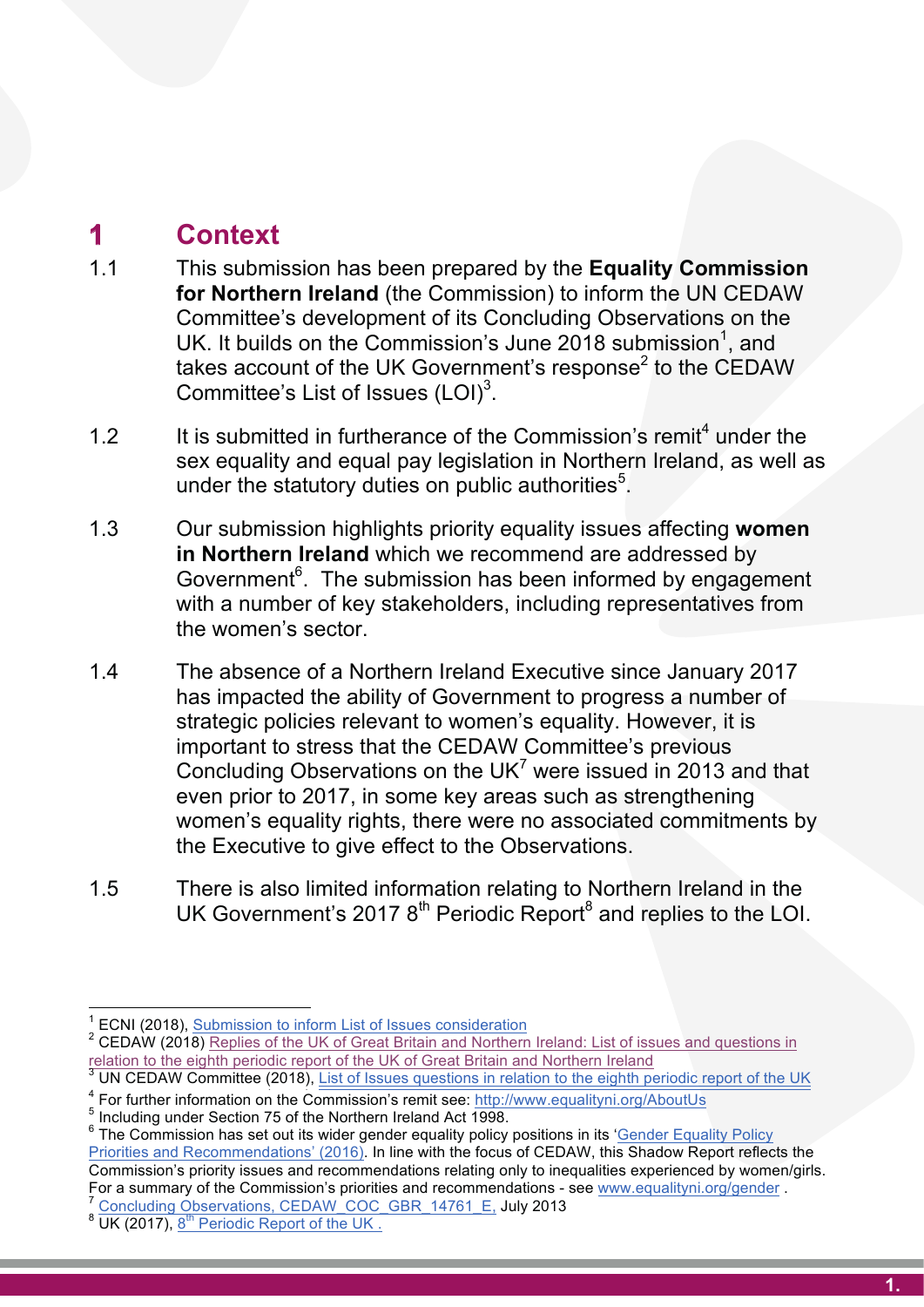# 1 Context

1.1 This submission has been prepared by the **Equality Commission for Northern Ireland** (the Commission) to inform the UN CEDAW Committee's development of its Concluding Observations on the UK. It builds on the Commission's June 2018 submission[1], and takes account of the UK Government's response[2] to the CEDAW Committee's List of Issues (LOI)[3].

1.2 It is submitted in furtherance of the Commission's remit[4] under the sex equality and equal pay legislation in Northern Ireland, as well as under the statutory duties on public authorities[5].

1.3 Our submission highlights priority equality issues affecting **women in Northern Ireland** which we recommend are addressed by Government[6]. The submission has been informed by engagement with a number of key stakeholders, including representatives from the women's sector.

1.4 The absence of a Northern Ireland Executive since January 2017 has impacted the ability of Government to progress a number of strategic policies relevant to women's equality. However, it is important to stress that the CEDAW Committee's previous Concluding Observations on the UK[7] were issued in 2013 and that even prior to 2017, in some key areas such as strengthening women's equality rights, there were no associated commitments by the Executive to give effect to the Observations.

1.5 There is also limited information relating to Northern Ireland in the UK Government's 2017 8th Periodic Report[8] and replies to the LOI.

---

[1] ECNI (2018), Submission to inform List of Issues consideration

[2] CEDAW (2018) Replies of the UK of Great Britain and Northern Ireland: List of issues and questions in relation to the eighth periodic report of the UK of Great Britain and Northern Ireland

[3] UN CEDAW Committee (2018), List of Issues questions in relation to the eighth periodic report of the UK

[4] For further information on the Commission's remit see: http://www.equalityni.org/AboutUs

[5] Including under Section 75 of the Northern Ireland Act 1998.

[6] The Commission has set out its wider gender equality policy positions in its 'Gender Equality Policy Priorities and Recommendations' (2016). In line with the focus of CEDAW, this Shadow Report reflects the Commission's priority issues and recommendations relating only to inequalities experienced by women/girls. For a summary of the Commission's priorities and recommendations - see www.equalityni.org/gender .

[7] Concluding Observations, CEDAW_COC_GBR_14761_E, July 2013

[8] UK (2017), 8th Periodic Report of the UK .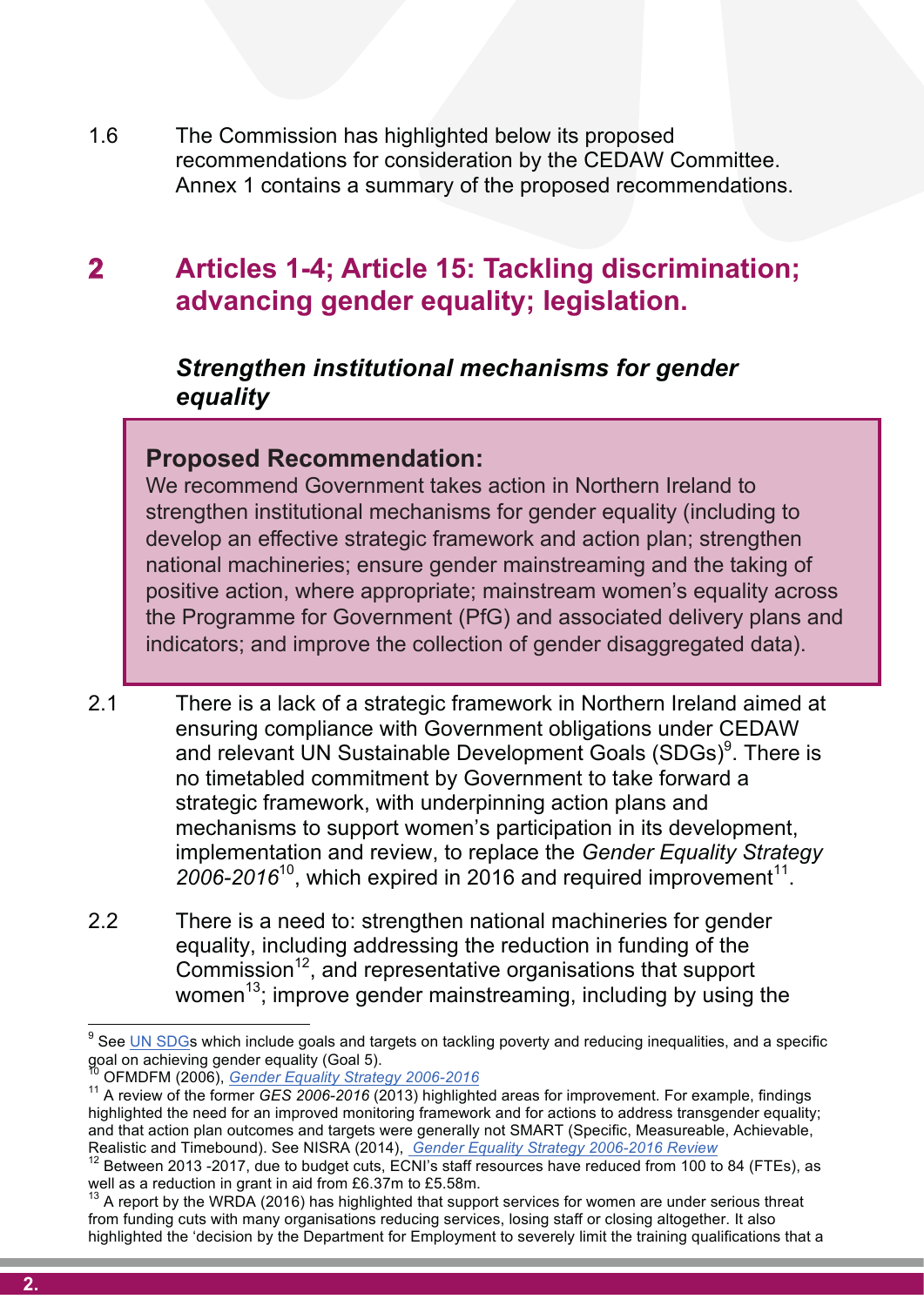1.6 The Commission has highlighted below its proposed recommendations for consideration by the CEDAW Committee. Annex 1 contains a summary of the proposed recommendations.

## 2 Articles 1-4; Article 15: Tackling discrimination; advancing gender equality; legislation.

### *Strengthen institutional mechanisms for gender equality*

> **Proposed Recommendation:**
> We recommend Government takes action in Northern Ireland to strengthen institutional mechanisms for gender equality (including to develop an effective strategic framework and action plan; strengthen national machineries; ensure gender mainstreaming and the taking of positive action, where appropriate; mainstream women's equality across the Programme for Government (PfG) and associated delivery plans and indicators; and improve the collection of gender disaggregated data).

2.1 There is a lack of a strategic framework in Northern Ireland aimed at ensuring compliance with Government obligations under CEDAW and relevant UN Sustainable Development Goals (SDGs)[9]. There is no timetabled commitment by Government to take forward a strategic framework, with underpinning action plans and mechanisms to support women's participation in its development, implementation and review, to replace the *Gender Equality Strategy 2006-2016*[10], which expired in 2016 and required improvement[11].

2.2 There is a need to: strengthen national machineries for gender equality, including addressing the reduction in funding of the Commission[12], and representative organisations that support women[13]; improve gender mainstreaming, including by using the

---

[9] See UN SDGs which include goals and targets on tackling poverty and reducing inequalities, and a specific goal on achieving gender equality (Goal 5).

[10] OFMDFM (2006), *Gender Equality Strategy 2006-2016*

[11] A review of the former *GES 2006-2016* (2013) highlighted areas for improvement. For example, findings highlighted the need for an improved monitoring framework and for actions to address transgender equality; and that action plan outcomes and targets were generally not SMART (Specific, Measureable, Achievable, Realistic and Timebound). See NISRA (2014), *Gender Equality Strategy 2006-2016 Review*

[12] Between 2013 -2017, due to budget cuts, ECNI's staff resources have reduced from 100 to 84 (FTEs), as well as a reduction in grant in aid from £6.37m to £5.58m.

[13] A report by the WRDA (2016) has highlighted that support services for women are under serious threat from funding cuts with many organisations reducing services, losing staff or closing altogether. It also highlighted the 'decision by the Department for Employment to severely limit the training qualifications that a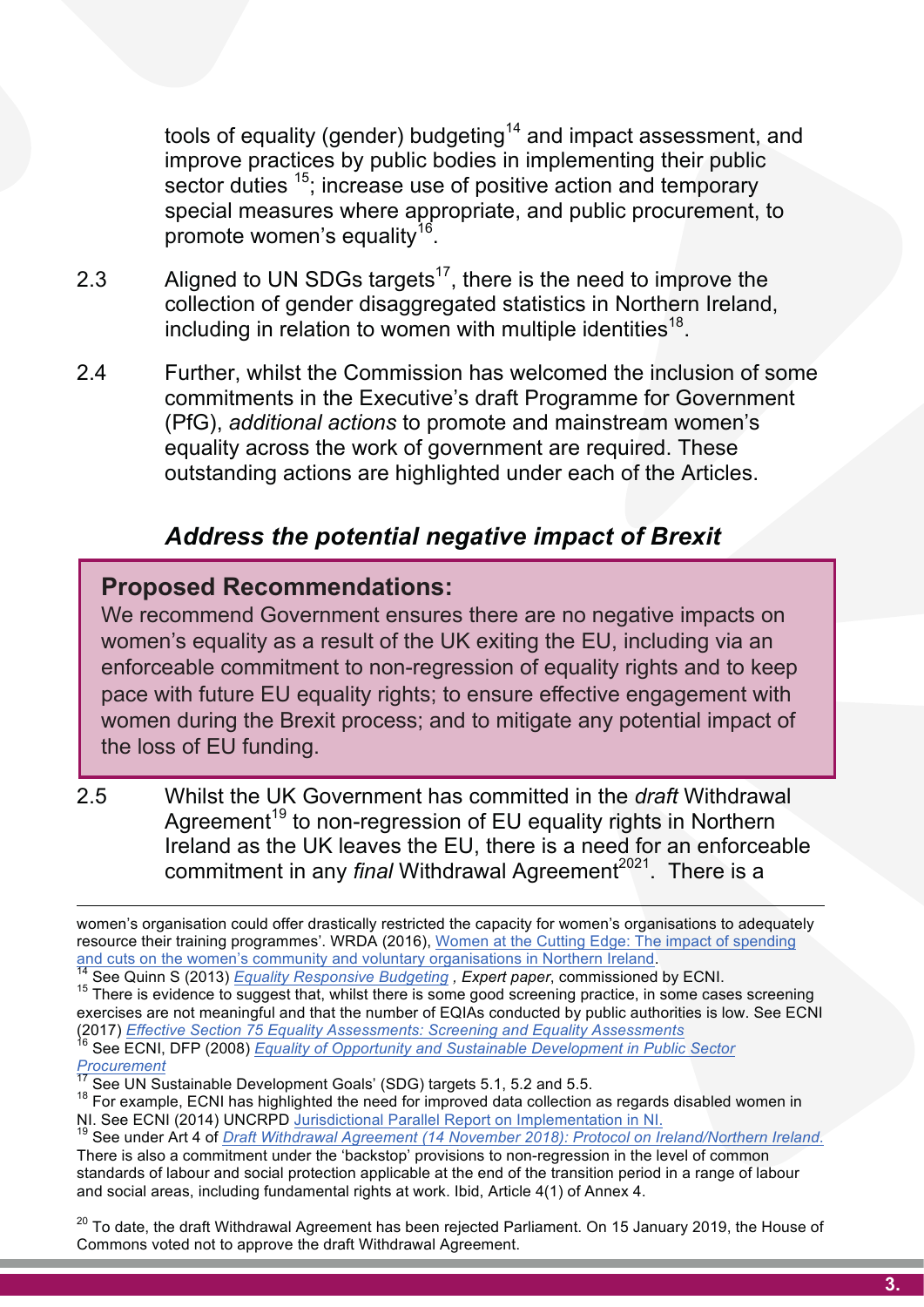tools of equality (gender) budgeting[14] and impact assessment, and improve practices by public bodies in implementing their public sector duties [15]; increase use of positive action and temporary special measures where appropriate, and public procurement, to promote women's equality[16].

2.3 Aligned to UN SDGs targets[17], there is the need to improve the collection of gender disaggregated statistics in Northern Ireland, including in relation to women with multiple identities[18].

2.4 Further, whilst the Commission has welcomed the inclusion of some commitments in the Executive's draft Programme for Government (PfG), *additional actions* to promote and mainstream women's equality across the work of government are required. These outstanding actions are highlighted under each of the Articles.

### *Address the potential negative impact of Brexit*

> **Proposed Recommendations:**
> We recommend Government ensures there are no negative impacts on women's equality as a result of the UK exiting the EU, including via an enforceable commitment to non-regression of equality rights and to keep pace with future EU equality rights; to ensure effective engagement with women during the Brexit process; and to mitigate any potential impact of the loss of EU funding.

2.5 Whilst the UK Government has committed in the *draft* Withdrawal Agreement[19] to non-regression of EU equality rights in Northern Ireland as the UK leaves the EU, there is a need for an enforceable commitment in any *final* Withdrawal Agreement[20,21]. There is a

---

women's organisation could offer drastically restricted the capacity for women's organisations to adequately resource their training programmes'. WRDA (2016), Women at the Cutting Edge: The impact of spending and cuts on the women's community and voluntary organisations in Northern Ireland.

[14] See Quinn S (2013) *Equality Responsive Budgeting* , *Expert paper*, commissioned by ECNI.

[15] There is evidence to suggest that, whilst there is some good screening practice, in some cases screening exercises are not meaningful and that the number of EQIAs conducted by public authorities is low. See ECNI (2017) *Effective Section 75 Equality Assessments: Screening and Equality Assessments*

[16] See ECNI, DFP (2008) *Equality of Opportunity and Sustainable Development in Public Sector Procurement*

[17] See UN Sustainable Development Goals' (SDG) targets 5.1, 5.2 and 5.5.

[18] For example, ECNI has highlighted the need for improved data collection as regards disabled women in NI. See ECNI (2014) UNCRPD Jurisdictional Parallel Report on Implementation in NI.

[19] See under Art 4 of *Draft Withdrawal Agreement (14 November 2018): Protocol on Ireland/Northern Ireland.* There is also a commitment under the 'backstop' provisions to non-regression in the level of common standards of labour and social protection applicable at the end of the transition period in a range of labour and social areas, including fundamental rights at work. Ibid, Article 4(1) of Annex 4.

[20] To date, the draft Withdrawal Agreement has been rejected Parliament. On 15 January 2019, the House of Commons voted not to approve the draft Withdrawal Agreement.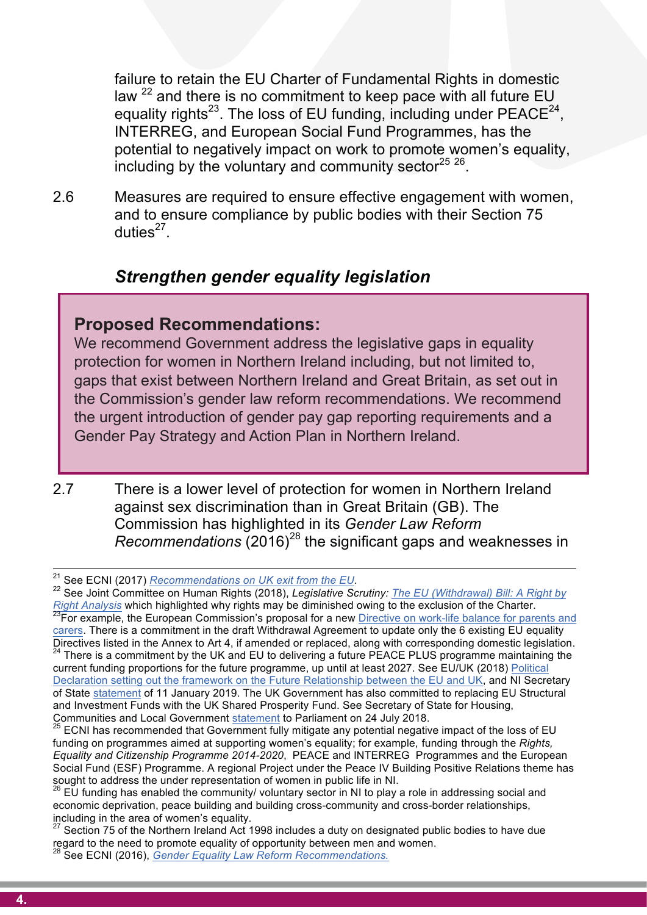failure to retain the EU Charter of Fundamental Rights in domestic law [22] and there is no commitment to keep pace with all future EU equality rights[23]. The loss of EU funding, including under PEACE[24], INTERREG, and European Social Fund Programmes, has the potential to negatively impact on work to promote women's equality, including by the voluntary and community sector[25] [26].

2.6 Measures are required to ensure effective engagement with women, and to ensure compliance by public bodies with their Section 75 duties[27].

### *Strengthen gender equality legislation*

> **Proposed Recommendations:**
> We recommend Government address the legislative gaps in equality protection for women in Northern Ireland including, but not limited to, gaps that exist between Northern Ireland and Great Britain, as set out in the Commission's gender law reform recommendations. We recommend the urgent introduction of gender pay gap reporting requirements and a Gender Pay Strategy and Action Plan in Northern Ireland.

2.7 There is a lower level of protection for women in Northern Ireland against sex discrimination than in Great Britain (GB). The Commission has highlighted in its *Gender Law Reform Recommendations* (2016)[28] the significant gaps and weaknesses in

---

[21] See ECNI (2017) *Recommendations on UK exit from the EU*.

[22] See Joint Committee on Human Rights (2018), *Legislative Scrutiny: The EU (Withdrawal) Bill: A Right by Right Analysis* which highlighted why rights may be diminished owing to the exclusion of the Charter.

[23] For example, the European Commission's proposal for a new Directive on work-life balance for parents and carers. There is a commitment in the draft Withdrawal Agreement to update only the 6 existing EU equality Directives listed in the Annex to Art 4, if amended or replaced, along with corresponding domestic legislation.

[24] There is a commitment by the UK and EU to delivering a future PEACE PLUS programme maintaining the current funding proportions for the future programme, up until at least 2027. See EU/UK (2018) Political Declaration setting out the framework on the Future Relationship between the EU and UK, and NI Secretary of State statement of 11 January 2019. The UK Government has also committed to replacing EU Structural and Investment Funds with the UK Shared Prosperity Fund. See Secretary of State for Housing, Communities and Local Government statement to Parliament on 24 July 2018.

[25] ECNI has recommended that Government fully mitigate any potential negative impact of the loss of EU funding on programmes aimed at supporting women's equality; for example, funding through the *Rights, Equality and Citizenship Programme 2014-2020*, PEACE and INTERREG Programmes and the European Social Fund (ESF) Programme. A regional Project under the Peace IV Building Positive Relations theme has sought to address the under representation of women in public life in NI.

[26] EU funding has enabled the community/ voluntary sector in NI to play a role in addressing social and economic deprivation, peace building and building cross-community and cross-border relationships, including in the area of women's equality.

[27] Section 75 of the Northern Ireland Act 1998 includes a duty on designated public bodies to have due regard to the need to promote equality of opportunity between men and women.

[28] See ECNI (2016), *Gender Equality Law Reform Recommendations.*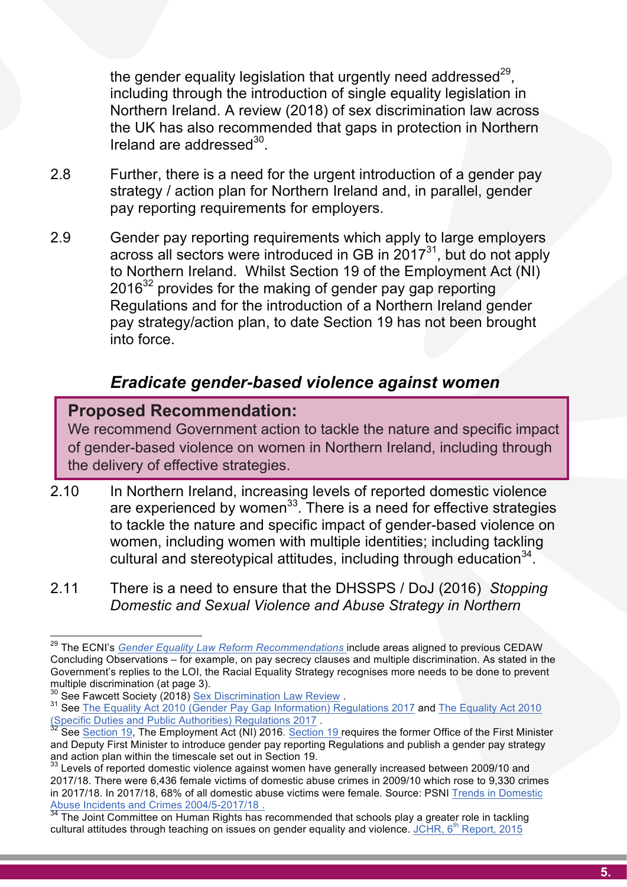the gender equality legislation that urgently need addressed[29], including through the introduction of single equality legislation in Northern Ireland. A review (2018) of sex discrimination law across the UK has also recommended that gaps in protection in Northern Ireland are addressed[30].

2.8 Further, there is a need for the urgent introduction of a gender pay strategy / action plan for Northern Ireland and, in parallel, gender pay reporting requirements for employers.

2.9 Gender pay reporting requirements which apply to large employers across all sectors were introduced in GB in 2017[31], but do not apply to Northern Ireland. Whilst Section 19 of the Employment Act (NI) 2016[32] provides for the making of gender pay gap reporting Regulations and for the introduction of a Northern Ireland gender pay strategy/action plan, to date Section 19 has not been brought into force.

### *Eradicate gender-based violence against women*

> **Proposed Recommendation:**
> We recommend Government action to tackle the nature and specific impact of gender-based violence on women in Northern Ireland, including through the delivery of effective strategies.

2.10 In Northern Ireland, increasing levels of reported domestic violence are experienced by women[33]. There is a need for effective strategies to tackle the nature and specific impact of gender-based violence on women, including women with multiple identities; including tackling cultural and stereotypical attitudes, including through education[34].

2.11 There is a need to ensure that the DHSSPS / DoJ (2016) *Stopping Domestic and Sexual Violence and Abuse Strategy in Northern*

---

[29] The ECNI's *Gender Equality Law Reform Recommendations* include areas aligned to previous CEDAW Concluding Observations – for example, on pay secrecy clauses and multiple discrimination. As stated in the Government's replies to the LOI, the Racial Equality Strategy recognises more needs to be done to prevent multiple discrimination (at page 3).

[30] See Fawcett Society (2018) Sex Discrimination Law Review .

[31] See The Equality Act 2010 (Gender Pay Gap Information) Regulations 2017 and The Equality Act 2010 (Specific Duties and Public Authorities) Regulations 2017 .

[32] See Section 19, The Employment Act (NI) 2016. Section 19 requires the former Office of the First Minister and Deputy First Minister to introduce gender pay reporting Regulations and publish a gender pay strategy and action plan within the timescale set out in Section 19.

[33] Levels of reported domestic violence against women have generally increased between 2009/10 and 2017/18. There were 6,436 female victims of domestic abuse crimes in 2009/10 which rose to 9,330 crimes in 2017/18. In 2017/18, 68% of all domestic abuse victims were female. Source: PSNI Trends in Domestic Abuse Incidents and Crimes 2004/5-2017/18 .

[34] The Joint Committee on Human Rights has recommended that schools play a greater role in tackling cultural attitudes through teaching on issues on gender equality and violence. JCHR, 6th Report, 2015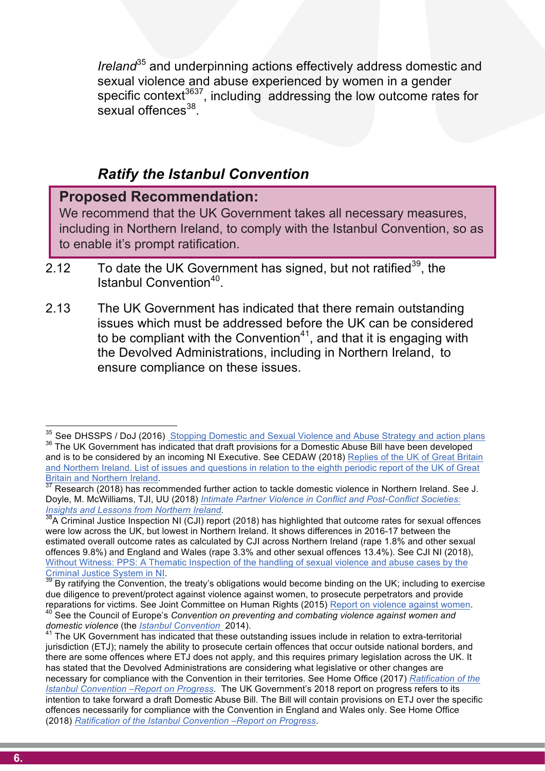*Ireland*[35] and underpinning actions effectively address domestic and sexual violence and abuse experienced by women in a gender specific context[36][37], including addressing the low outcome rates for sexual offences[38].

### *Ratify the Istanbul Convention*

> **Proposed Recommendation:**
> We recommend that the UK Government takes all necessary measures, including in Northern Ireland, to comply with the Istanbul Convention, so as to enable it's prompt ratification.

2.12 To date the UK Government has signed, but not ratified[39], the Istanbul Convention[40].

2.13 The UK Government has indicated that there remain outstanding issues which must be addressed before the UK can be considered to be compliant with the Convention[41], and that it is engaging with the Devolved Administrations, including in Northern Ireland, to ensure compliance on these issues.

---

[35] See DHSSPS / DoJ (2016) Stopping Domestic and Sexual Violence and Abuse Strategy and action plans

[36] The UK Government has indicated that draft provisions for a Domestic Abuse Bill have been developed and is to be considered by an incoming NI Executive. See CEDAW (2018) Replies of the UK of Great Britain and Northern Ireland. List of issues and questions in relation to the eighth periodic report of the UK of Great Britain and Northern Ireland.

[37] Research (2018) has recommended further action to tackle domestic violence in Northern Ireland. See J. Doyle, M. McWilliams, TJI, UU (2018) *Intimate Partner Violence in Conflict and Post-Conflict Societies: Insights and Lessons from Northern Ireland.*

[38] A Criminal Justice Inspection NI (CJI) report (2018) has highlighted that outcome rates for sexual offences were low across the UK, but lowest in Northern Ireland. It shows differences in 2016-17 between the estimated overall outcome rates as calculated by CJI across Northern Ireland (rape 1.8% and other sexual offences 9.8%) and England and Wales (rape 3.3% and other sexual offences 13.4%). See CJI NI (2018), Without Witness: PPS: A Thematic Inspection of the handling of sexual violence and abuse cases by the Criminal Justice System in NI.

[39] By ratifying the Convention, the treaty's obligations would become binding on the UK; including to exercise due diligence to prevent/protect against violence against women, to prosecute perpetrators and provide reparations for victims. See Joint Committee on Human Rights (2015) Report on violence against women.

[40] See the Council of Europe's *Convention on preventing and combating violence against women and domestic violence* (the *Istanbul Convention* 2014).

[41] The UK Government has indicated that these outstanding issues include in relation to extra-territorial jurisdiction (ETJ); namely the ability to prosecute certain offences that occur outside national borders, and there are some offences where ETJ does not apply, and this requires primary legislation across the UK. It has stated that the Devolved Administrations are considering what legislative or other changes are necessary for compliance with the Convention in their territories. See Home Office (2017) *Ratification of the Istanbul Convention –Report on Progress*. The UK Government's 2018 report on progress refers to its intention to take forward a draft Domestic Abuse Bill. The Bill will contain provisions on ETJ over the specific offences necessarily for compliance with the Convention in England and Wales only. See Home Office (2018) *Ratification of the Istanbul Convention –Report on Progress*.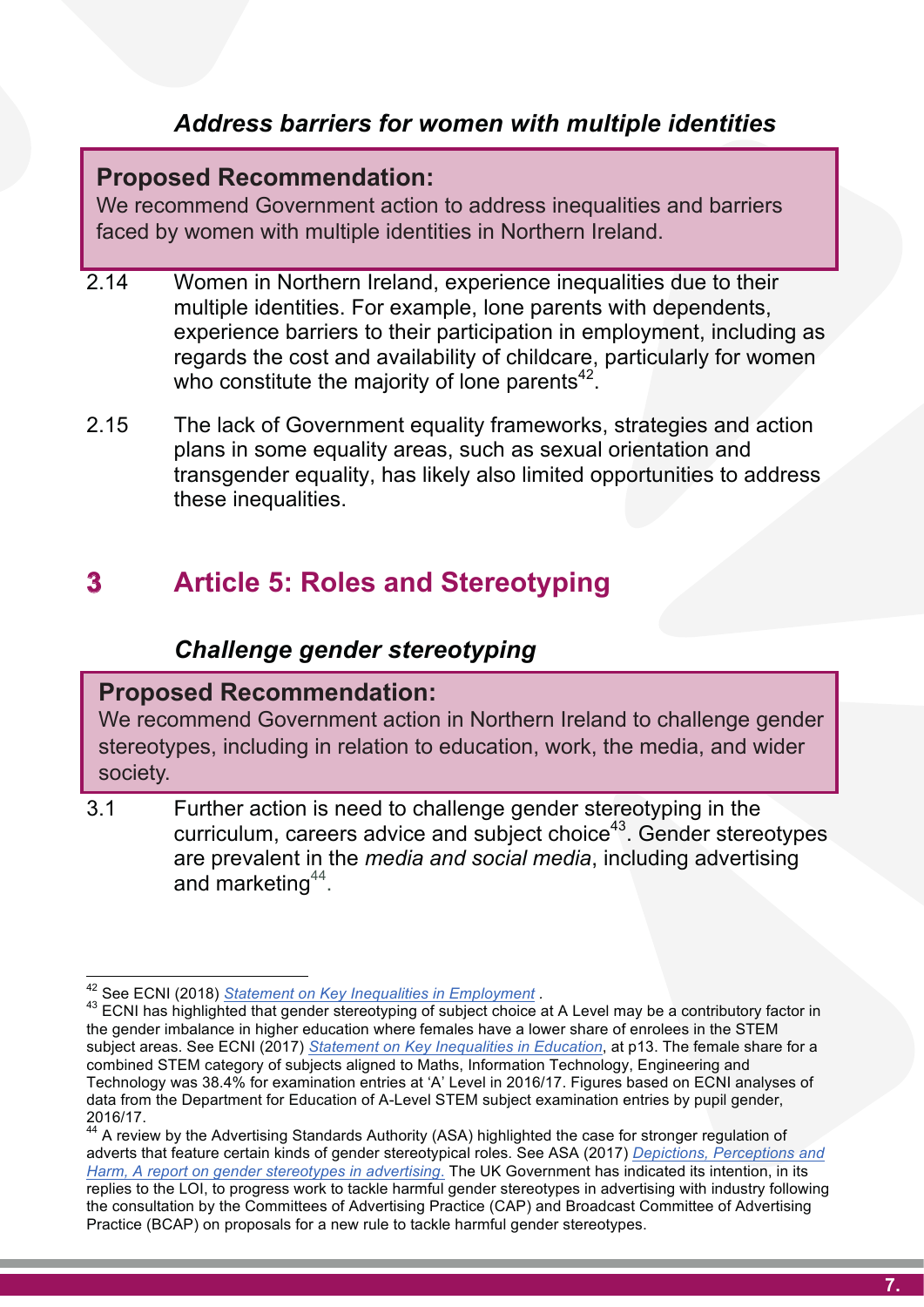### *Address barriers for women with multiple identities*

> **Proposed Recommendation:**
> We recommend Government action to address inequalities and barriers faced by women with multiple identities in Northern Ireland.

2.14 Women in Northern Ireland, experience inequalities due to their multiple identities. For example, lone parents with dependents, experience barriers to their participation in employment, including as regards the cost and availability of childcare, particularly for women who constitute the majority of lone parents[42].

2.15 The lack of Government equality frameworks, strategies and action plans in some equality areas, such as sexual orientation and transgender equality, has likely also limited opportunities to address these inequalities.

## 3 Article 5: Roles and Stereotyping

### *Challenge gender stereotyping*

> **Proposed Recommendation:**
> We recommend Government action in Northern Ireland to challenge gender stereotypes, including in relation to education, work, the media, and wider society.

3.1 Further action is need to challenge gender stereotyping in the curriculum, careers advice and subject choice[43]. Gender stereotypes are prevalent in the *media and social media*, including advertising and marketing[44].

---

[42] See ECNI (2018) *Statement on Key Inequalities in Employment* .

[43] ECNI has highlighted that gender stereotyping of subject choice at A Level may be a contributory factor in the gender imbalance in higher education where females have a lower share of enrolees in the STEM subject areas. See ECNI (2017) *Statement on Key Inequalities in Education*, at p13. The female share for a combined STEM category of subjects aligned to Maths, Information Technology, Engineering and Technology was 38.4% for examination entries at 'A' Level in 2016/17. Figures based on ECNI analyses of data from the Department for Education of A-Level STEM subject examination entries by pupil gender, 2016/17.

[44] A review by the Advertising Standards Authority (ASA) highlighted the case for stronger regulation of adverts that feature certain kinds of gender stereotypical roles. See ASA (2017) *Depictions, Perceptions and Harm, A report on gender stereotypes in advertising.* The UK Government has indicated its intention, in its replies to the LOI, to progress work to tackle harmful gender stereotypes in advertising with industry following the consultation by the Committees of Advertising Practice (CAP) and Broadcast Committee of Advertising Practice (BCAP) on proposals for a new rule to tackle harmful gender stereotypes.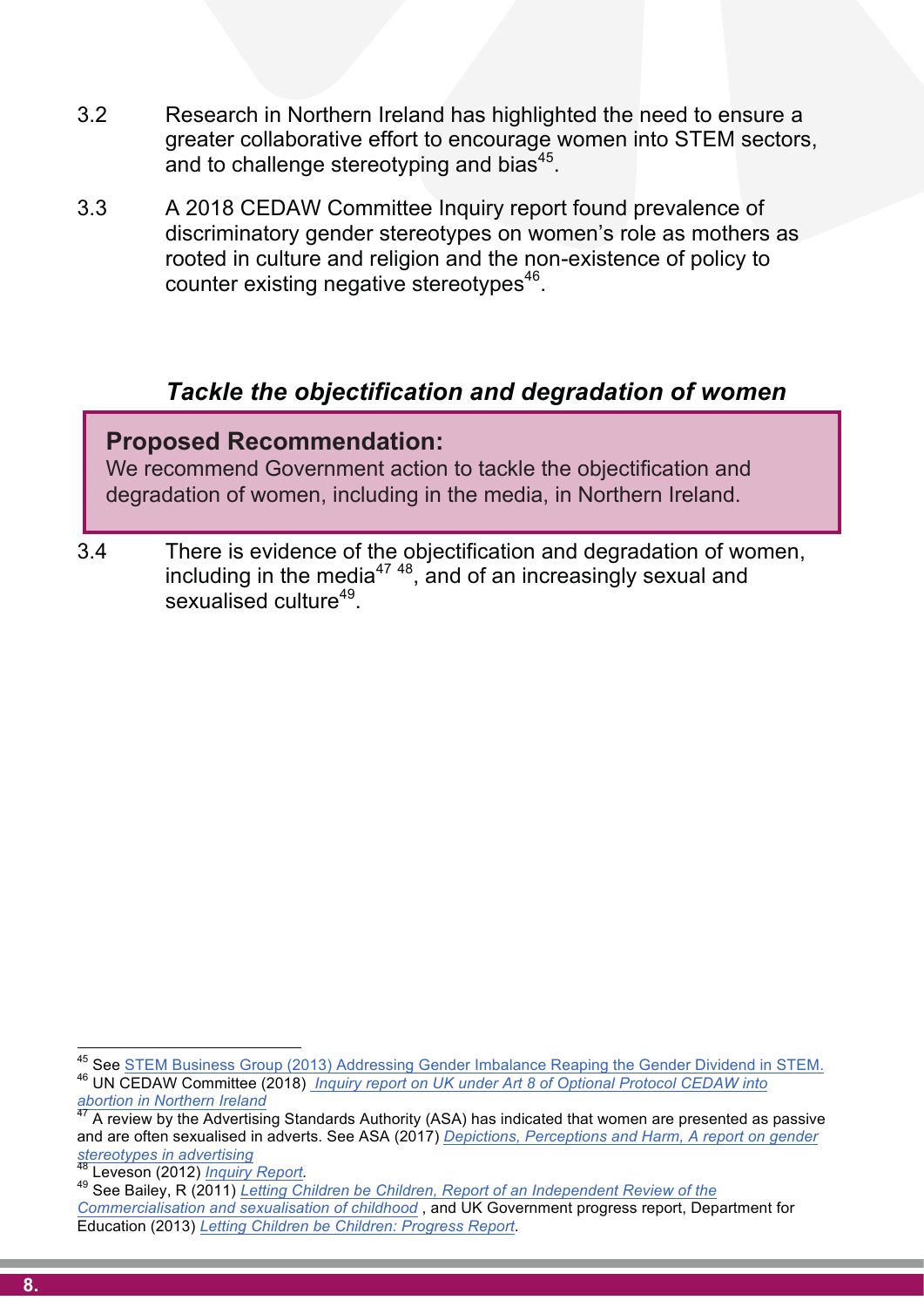3.2 Research in Northern Ireland has highlighted the need to ensure a greater collaborative effort to encourage women into STEM sectors, and to challenge stereotyping and bias[45].

3.3 A 2018 CEDAW Committee Inquiry report found prevalence of discriminatory gender stereotypes on women's role as mothers as rooted in culture and religion and the non-existence of policy to counter existing negative stereotypes[46].

### *Tackle the objectification and degradation of women*

> **Proposed Recommendation:**
> We recommend Government action to tackle the objectification and degradation of women, including in the media, in Northern Ireland.

3.4 There is evidence of the objectification and degradation of women, including in the media[47] [48], and of an increasingly sexual and sexualised culture[49].

---

[45] See STEM Business Group (2013) Addressing Gender Imbalance Reaping the Gender Dividend in STEM.

[46] UN CEDAW Committee (2018) *Inquiry report on UK under Art 8 of Optional Protocol CEDAW into abortion in Northern Ireland*

[47] A review by the Advertising Standards Authority (ASA) has indicated that women are presented as passive and are often sexualised in adverts. See ASA (2017) *Depictions, Perceptions and Harm, A report on gender stereotypes in advertising*

[48] Leveson (2012) *Inquiry Report.*

[49] See Bailey, R (2011) *Letting Children be Children, Report of an Independent Review of the Commercialisation and sexualisation of childhood* , and UK Government progress report, Department for Education (2013) *Letting Children be Children: Progress Report*.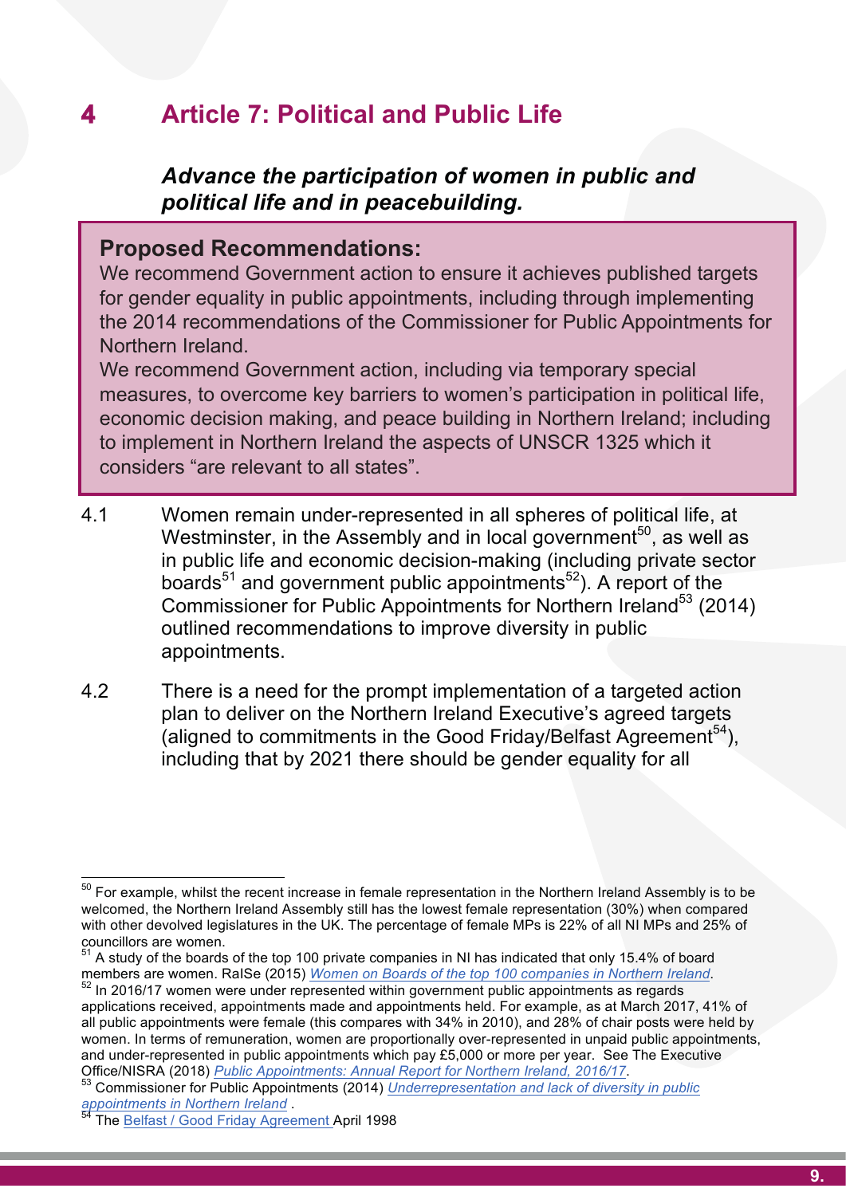## 4 Article 7: Political and Public Life

### *Advance the participation of women in public and political life and in peacebuilding.*

**Proposed Recommendations:**

We recommend Government action to ensure it achieves published targets for gender equality in public appointments, including through implementing the 2014 recommendations of the Commissioner for Public Appointments for Northern Ireland.

We recommend Government action, including via temporary special measures, to overcome key barriers to women's participation in political life, economic decision making, and peace building in Northern Ireland; including to implement in Northern Ireland the aspects of UNSCR 1325 which it considers "are relevant to all states".

4.1 Women remain under-represented in all spheres of political life, at Westminster, in the Assembly and in local government[50], as well as in public life and economic decision-making (including private sector boards[51] and government public appointments[52]). A report of the Commissioner for Public Appointments for Northern Ireland[53] (2014) outlined recommendations to improve diversity in public appointments.

4.2 There is a need for the prompt implementation of a targeted action plan to deliver on the Northern Ireland Executive's agreed targets (aligned to commitments in the Good Friday/Belfast Agreement[54]), including that by 2021 there should be gender equality for all

---

[50] For example, whilst the recent increase in female representation in the Northern Ireland Assembly is to be welcomed, the Northern Ireland Assembly still has the lowest female representation (30%) when compared with other devolved legislatures in the UK. The percentage of female MPs is 22% of all NI MPs and 25% of councillors are women.

[51] A study of the boards of the top 100 private companies in NI has indicated that only 15.4% of board members are women. RaISe (2015) *Women on Boards of the top 100 companies in Northern Ireland*.

[52] In 2016/17 women were under represented within government public appointments as regards applications received, appointments made and appointments held. For example, as at March 2017, 41% of all public appointments were female (this compares with 34% in 2010), and 28% of chair posts were held by women. In terms of remuneration, women are proportionally over-represented in unpaid public appointments, and under-represented in public appointments which pay £5,000 or more per year. See The Executive Office/NISRA (2018) *Public Appointments: Annual Report for Northern Ireland, 2016/17*.

[53] Commissioner for Public Appointments (2014) *Underrepresentation and lack of diversity in public appointments in Northern Ireland* .

[54] The Belfast / Good Friday Agreement April 1998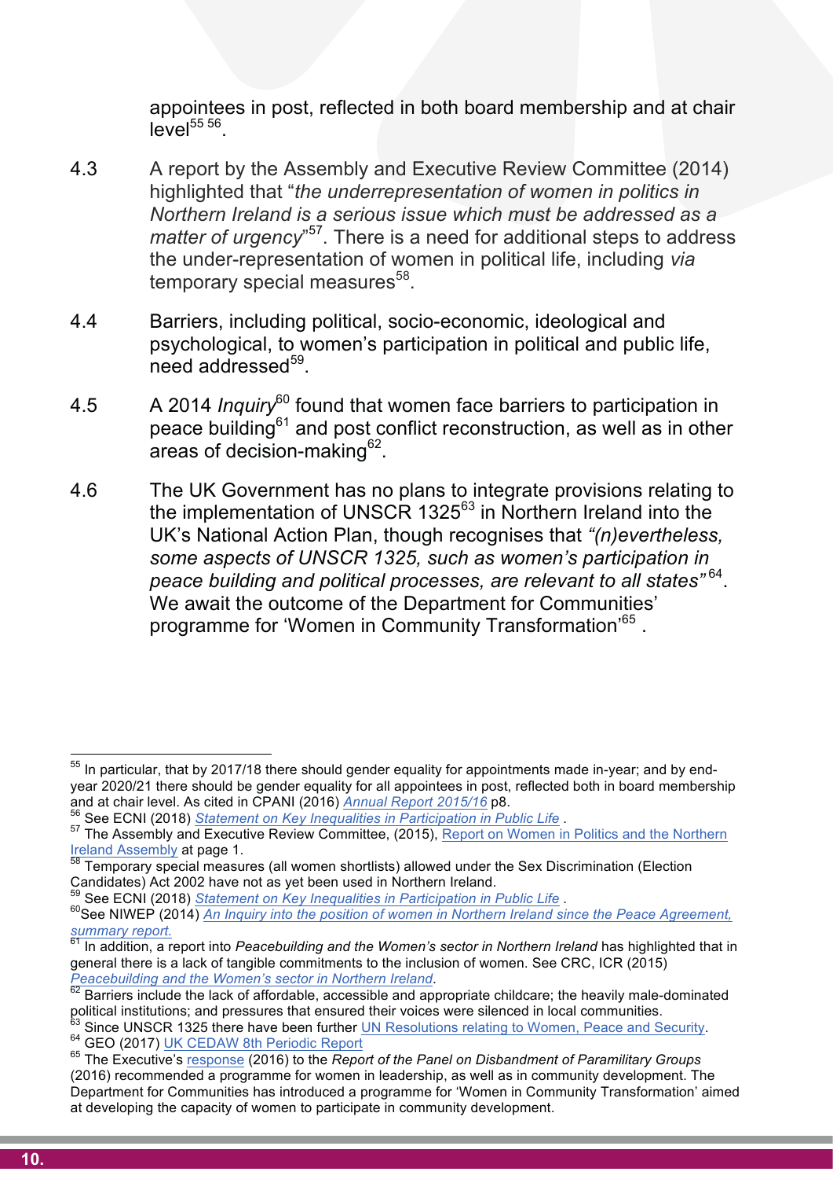appointees in post, reflected in both board membership and at chair level[55] [56].

4.3 A report by the Assembly and Executive Review Committee (2014) highlighted that "*the underrepresentation of women in politics in Northern Ireland is a serious issue which must be addressed as a matter of urgency*"[57]. There is a need for additional steps to address the under-representation of women in political life, including *via* temporary special measures[58].

4.4 Barriers, including political, socio-economic, ideological and psychological, to women's participation in political and public life, need addressed[59].

4.5 A 2014 *Inquiry*[60] found that women face barriers to participation in peace building[61] and post conflict reconstruction, as well as in other areas of decision-making[62].

4.6 The UK Government has no plans to integrate provisions relating to the implementation of UNSCR 1325[63] in Northern Ireland into the UK's National Action Plan, though recognises that *"(n)evertheless, some aspects of UNSCR 1325, such as women's participation in peace building and political processes, are relevant to all states"*[64]. We await the outcome of the Department for Communities' programme for 'Women in Community Transformation'[65].

---

[55] In particular, that by 2017/18 there should gender equality for appointments made in-year; and by end-year 2020/21 there should be gender equality for all appointees in post, reflected both in board membership and at chair level. As cited in CPANI (2016) *Annual Report 2015/16* p8.

[56] See ECNI (2018) *Statement on Key Inequalities in Participation in Public Life* .

[57] The Assembly and Executive Review Committee, (2015), Report on Women in Politics and the Northern Ireland Assembly at page 1.

[58] Temporary special measures (all women shortlists) allowed under the Sex Discrimination (Election Candidates) Act 2002 have not as yet been used in Northern Ireland.

[59] See ECNI (2018) *Statement on Key Inequalities in Participation in Public Life* .

[60] See NIWEP (2014) *An Inquiry into the position of women in Northern Ireland since the Peace Agreement, summary report.*

[61] In addition, a report into *Peacebuilding and the Women's sector in Northern Ireland* has highlighted that in general there is a lack of tangible commitments to the inclusion of women. See CRC, ICR (2015) *Peacebuilding and the Women's sector in Northern Ireland*.

[62] Barriers include the lack of affordable, accessible and appropriate childcare; the heavily male-dominated political institutions; and pressures that ensured their voices were silenced in local communities.

[63] Since UNSCR 1325 there have been further UN Resolutions relating to Women, Peace and Security.

[64] GEO (2017) UK CEDAW 8th Periodic Report

[65] The Executive's response (2016) to the *Report of the Panel on Disbandment of Paramilitary Groups* (2016) recommended a programme for women in leadership, as well as in community development. The Department for Communities has introduced a programme for 'Women in Community Transformation' aimed at developing the capacity of women to participate in community development.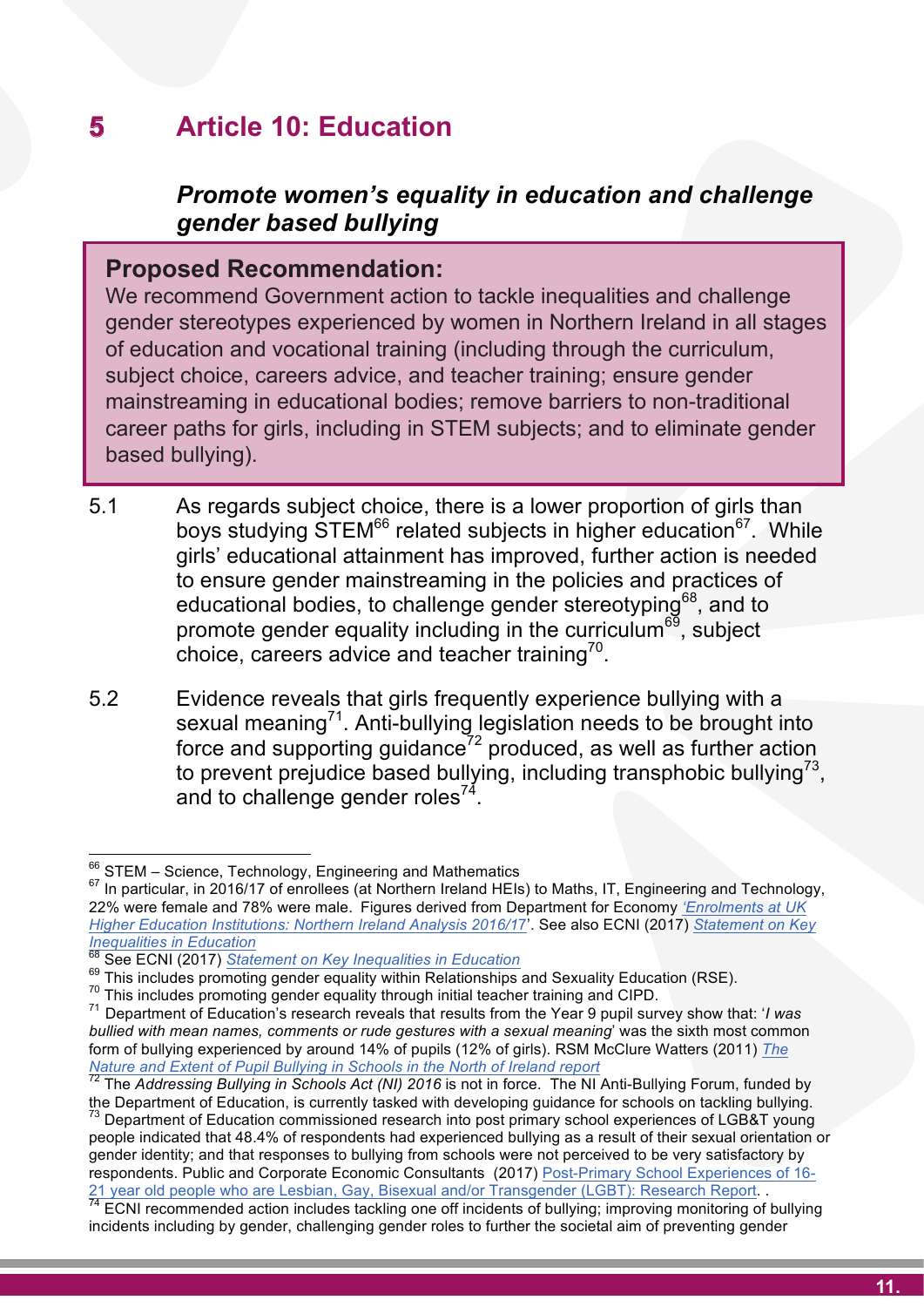# 5 Article 10: Education

### *Promote women's equality in education and challenge gender based bullying*

**Proposed Recommendation:**
We recommend Government action to tackle inequalities and challenge gender stereotypes experienced by women in Northern Ireland in all stages of education and vocational training (including through the curriculum, subject choice, careers advice, and teacher training; ensure gender mainstreaming in educational bodies; remove barriers to non-traditional career paths for girls, including in STEM subjects; and to eliminate gender based bullying).

5.1 As regards subject choice, there is a lower proportion of girls than boys studying STEM[66] related subjects in higher education[67]. While girls' educational attainment has improved, further action is needed to ensure gender mainstreaming in the policies and practices of educational bodies, to challenge gender stereotyping[68], and to promote gender equality including in the curriculum[69], subject choice, careers advice and teacher training[70].

5.2 Evidence reveals that girls frequently experience bullying with a sexual meaning[71]. Anti-bullying legislation needs to be brought into force and supporting guidance[72] produced, as well as further action to prevent prejudice based bullying, including transphobic bullying[73], and to challenge gender roles[74].

---

[66] STEM – Science, Technology, Engineering and Mathematics

[67] In particular, in 2016/17 of enrollees (at Northern Ireland HEIs) to Maths, IT, Engineering and Technology, 22% were female and 78% were male. Figures derived from Department for Economy *'Enrolments at UK Higher Education Institutions: Northern Ireland Analysis 2016/17'*. See also ECNI (2017) *Statement on Key Inequalities in Education*

[68] See ECNI (2017) *Statement on Key Inequalities in Education*

[69] This includes promoting gender equality within Relationships and Sexuality Education (RSE).

[70] This includes promoting gender equality through initial teacher training and CIPD.

[71] Department of Education's research reveals that results from the Year 9 pupil survey show that: '*I was bullied with mean names, comments or rude gestures with a sexual meaning*' was the sixth most common form of bullying experienced by around 14% of pupils (12% of girls). RSM McClure Watters (2011) *The Nature and Extent of Pupil Bullying in Schools in the North of Ireland report*

[72] The *Addressing Bullying in Schools Act (NI) 2016* is not in force. The NI Anti-Bullying Forum, funded by the Department of Education, is currently tasked with developing guidance for schools on tackling bullying.

[73] Department of Education commissioned research into post primary school experiences of LGB&T young people indicated that 48.4% of respondents had experienced bullying as a result of their sexual orientation or gender identity; and that responses to bullying from schools were not perceived to be very satisfactory by respondents. Public and Corporate Economic Consultants (2017) Post-Primary School Experiences of 16-21 year old people who are Lesbian, Gay, Bisexual and/or Transgender (LGBT): Research Report. .

[74] ECNI recommended action includes tackling one off incidents of bullying; improving monitoring of bullying incidents including by gender, challenging gender roles to further the societal aim of preventing gender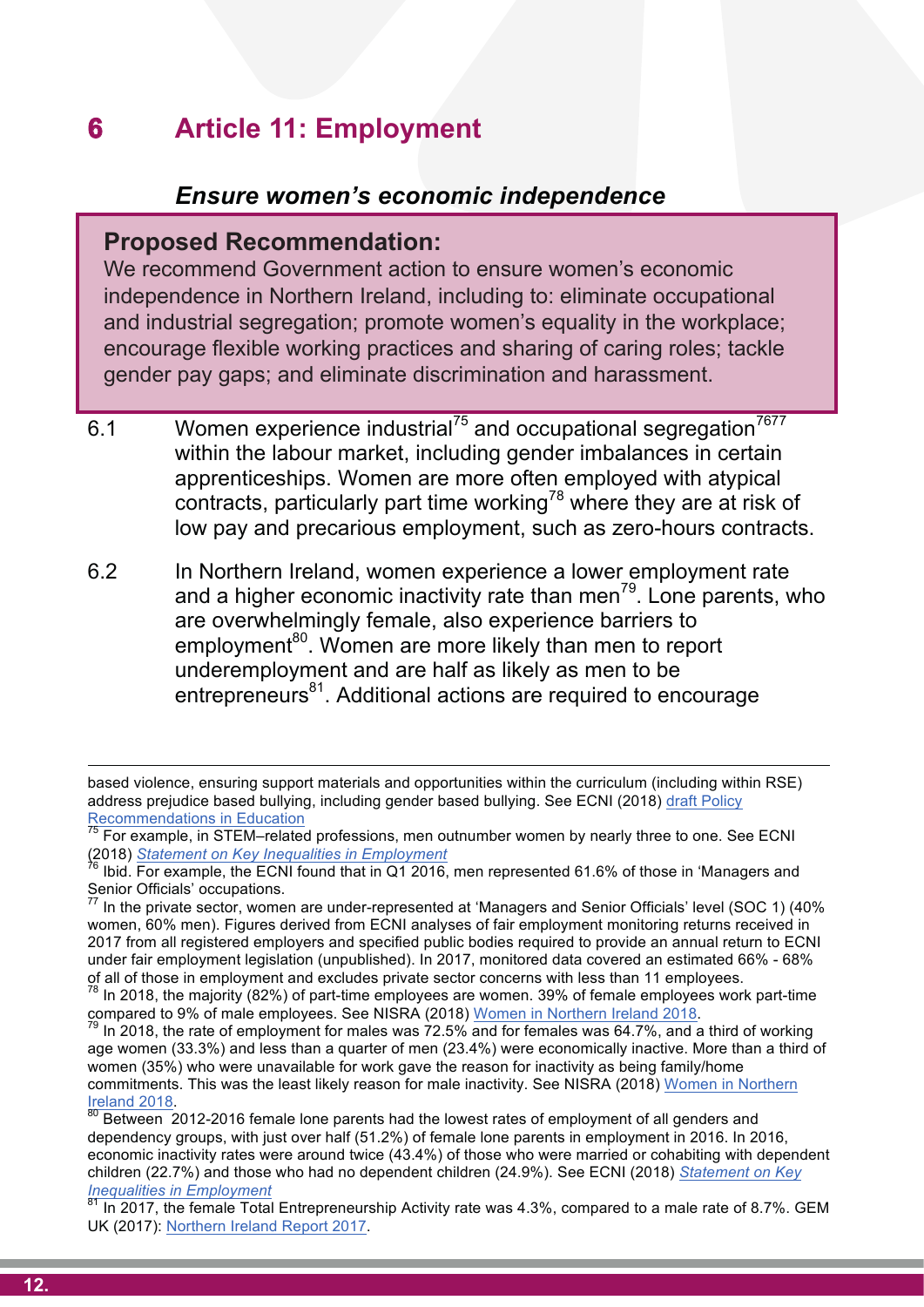# 6 Article 11: Employment

### *Ensure women's economic independence*

> **Proposed Recommendation:**
> We recommend Government action to ensure women's economic independence in Northern Ireland, including to: eliminate occupational and industrial segregation; promote women's equality in the workplace; encourage flexible working practices and sharing of caring roles; tackle gender pay gaps; and eliminate discrimination and harassment.

6.1 Women experience industrial[75] and occupational segregation[76][77] within the labour market, including gender imbalances in certain apprenticeships. Women are more often employed with atypical contracts, particularly part time working[78] where they are at risk of low pay and precarious employment, such as zero-hours contracts.

6.2 In Northern Ireland, women experience a lower employment rate and a higher economic inactivity rate than men[79]. Lone parents, who are overwhelmingly female, also experience barriers to employment[80]. Women are more likely than men to report underemployment and are half as likely as men to be entrepreneurs[81]. Additional actions are required to encourage

---

based violence, ensuring support materials and opportunities within the curriculum (including within RSE) address prejudice based bullying, including gender based bullying. See ECNI (2018) draft Policy Recommendations in Education

[75] For example, in STEM–related professions, men outnumber women by nearly three to one. See ECNI (2018) *Statement on Key Inequalities in Employment*

[76] Ibid. For example, the ECNI found that in Q1 2016, men represented 61.6% of those in 'Managers and Senior Officials' occupations.

[77] In the private sector, women are under-represented at 'Managers and Senior Officials' level (SOC 1) (40% women, 60% men). Figures derived from ECNI analyses of fair employment monitoring returns received in 2017 from all registered employers and specified public bodies required to provide an annual return to ECNI under fair employment legislation (unpublished). In 2017, monitored data covered an estimated 66% - 68% of all of those in employment and excludes private sector concerns with less than 11 employees.

[78] In 2018, the majority (82%) of part-time employees are women. 39% of female employees work part-time compared to 9% of male employees. See NISRA (2018) Women in Northern Ireland 2018.

[79] In 2018, the rate of employment for males was 72.5% and for females was 64.7%, and a third of working age women (33.3%) and less than a quarter of men (23.4%) were economically inactive. More than a third of women (35%) who were unavailable for work gave the reason for inactivity as being family/home commitments. This was the least likely reason for male inactivity. See NISRA (2018) Women in Northern Ireland 2018.

[80] Between 2012-2016 female lone parents had the lowest rates of employment of all genders and dependency groups, with just over half (51.2%) of female lone parents in employment in 2016. In 2016, economic inactivity rates were around twice (43.4%) of those who were married or cohabiting with dependent children (22.7%) and those who had no dependent children (24.9%). See ECNI (2018) *Statement on Key Inequalities in Employment*

[81] In 2017, the female Total Entrepreneurship Activity rate was 4.3%, compared to a male rate of 8.7%. GEM UK (2017): Northern Ireland Report 2017.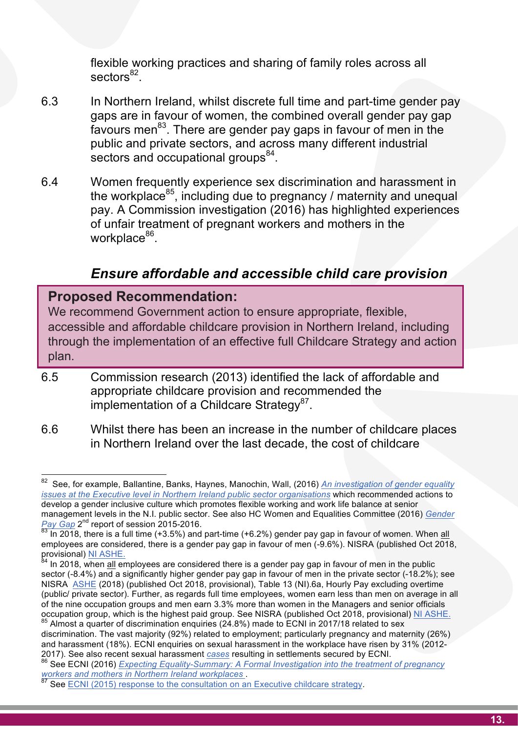flexible working practices and sharing of family roles across all sectors[82].

6.3 In Northern Ireland, whilst discrete full time and part-time gender pay gaps are in favour of women, the combined overall gender pay gap favours men[83]. There are gender pay gaps in favour of men in the public and private sectors, and across many different industrial sectors and occupational groups[84].

6.4 Women frequently experience sex discrimination and harassment in the workplace[85], including due to pregnancy / maternity and unequal pay. A Commission investigation (2016) has highlighted experiences of unfair treatment of pregnant workers and mothers in the workplace[86].

### *Ensure affordable and accessible child care provision*

> **Proposed Recommendation:**
> We recommend Government action to ensure appropriate, flexible, accessible and affordable childcare provision in Northern Ireland, including through the implementation of an effective full Childcare Strategy and action plan.

6.5 Commission research (2013) identified the lack of affordable and appropriate childcare provision and recommended the implementation of a Childcare Strategy[87].

6.6 Whilst there has been an increase in the number of childcare places in Northern Ireland over the last decade, the cost of childcare

---

[82] See, for example, Ballantine, Banks, Haynes, Manochin, Wall, (2016) *An investigation of gender equality issues at the Executive level in Northern Ireland public sector organisations* which recommended actions to develop a gender inclusive culture which promotes flexible working and work life balance at senior management levels in the N.I. public sector. See also HC Women and Equalities Committee (2016) *Gender Pay Gap* 2nd report of session 2015-2016.

[83] In 2018, there is a full time (+3.5%) and part-time (+6.2%) gender pay gap in favour of women. When all employees are considered, there is a gender pay gap in favour of men (-9.6%). NISRA (published Oct 2018, provisional) NI ASHE.

[84] In 2018, when all employees are considered there is a gender pay gap in favour of men in the public sector (-8.4%) and a significantly higher gender pay gap in favour of men in the private sector (-18.2%); see NISRA ASHE (2018) (published Oct 2018, provisional), Table 13 (NI).6a, Hourly Pay excluding overtime (public/ private sector). Further, as regards full time employees, women earn less than men on average in all of the nine occupation groups and men earn 3.3% more than women in the Managers and senior officials occupation group, which is the highest paid group. See NISRA (published Oct 2018, provisional) NI ASHE.

[85] Almost a quarter of discrimination enquiries (24.8%) made to ECNI in 2017/18 related to sex discrimination. The vast majority (92%) related to employment; particularly pregnancy and maternity (26%) and harassment (18%). ECNI enquiries on sexual harassment in the workplace have risen by 31% (2012-2017). See also recent sexual harassment *cases* resulting in settlements secured by ECNI.

[86] See ECNI (2016) *Expecting Equality-Summary: A Formal Investigation into the treatment of pregnancy workers and mothers in Northern Ireland workplaces* .

[87] See ECNI (2015) response to the consultation on an Executive childcare strategy.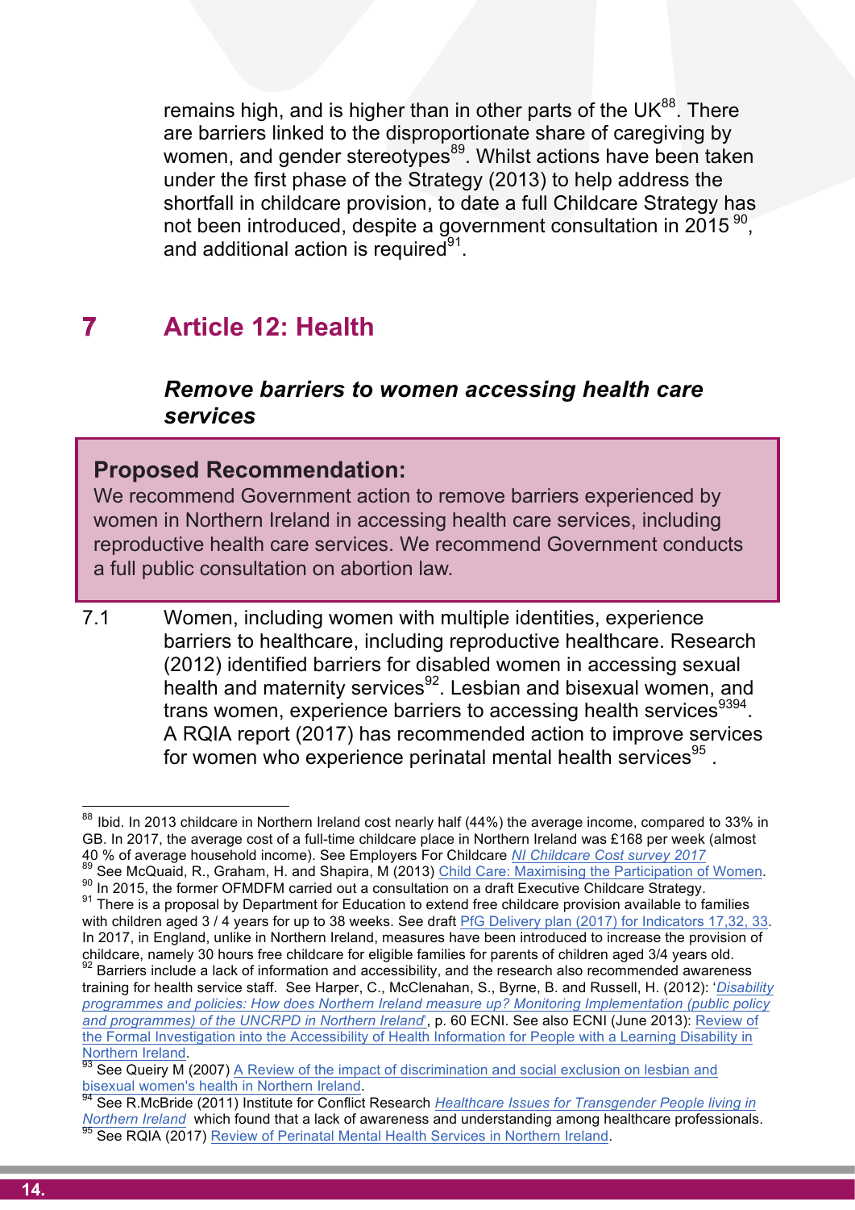remains high, and is higher than in other parts of the UK[88]. There are barriers linked to the disproportionate share of caregiving by women, and gender stereotypes[89]. Whilst actions have been taken under the first phase of the Strategy (2013) to help address the shortfall in childcare provision, to date a full Childcare Strategy has not been introduced, despite a government consultation in 2015[90], and additional action is required[91].

## 7 Article 12: Health

### *Remove barriers to women accessing health care services*

**Proposed Recommendation:**
We recommend Government action to remove barriers experienced by women in Northern Ireland in accessing health care services, including reproductive health care services. We recommend Government conducts a full public consultation on abortion law.

7.1 Women, including women with multiple identities, experience barriers to healthcare, including reproductive healthcare. Research (2012) identified barriers for disabled women in accessing sexual health and maternity services[92]. Lesbian and bisexual women, and trans women, experience barriers to accessing health services[93][94]. A RQIA report (2017) has recommended action to improve services for women who experience perinatal mental health services[95].

---

[88] Ibid. In 2013 childcare in Northern Ireland cost nearly half (44%) the average income, compared to 33% in GB. In 2017, the average cost of a full-time childcare place in Northern Ireland was £168 per week (almost 40 % of average household income). See Employers For Childcare *NI Childcare Cost survey 2017*

[89] See McQuaid, R., Graham, H. and Shapira, M (2013) Child Care: Maximising the Participation of Women.

[90] In 2015, the former OFMDFM carried out a consultation on a draft Executive Childcare Strategy.

[91] There is a proposal by Department for Education to extend free childcare provision available to families with children aged 3 / 4 years for up to 38 weeks. See draft PfG Delivery plan (2017) for Indicators 17,32, 33. In 2017, in England, unlike in Northern Ireland, measures have been introduced to increase the provision of childcare, namely 30 hours free childcare for eligible families for parents of children aged 3/4 years old.

[92] Barriers include a lack of information and accessibility, and the research also recommended awareness training for health service staff. See Harper, C., McClenahan, S., Byrne, B. and Russell, H. (2012): '*Disability programmes and policies: How does Northern Ireland measure up? Monitoring Implementation (public policy and programmes) of the UNCRPD in Northern Ireland*', p. 60 ECNI. See also ECNI (June 2013): Review of the Formal Investigation into the Accessibility of Health Information for People with a Learning Disability in Northern Ireland.

[93] See Queiry M (2007) A Review of the impact of discrimination and social exclusion on lesbian and bisexual women's health in Northern Ireland.

[94] See R.McBride (2011) Institute for Conflict Research *Healthcare Issues for Transgender People living in Northern Ireland* which found that a lack of awareness and understanding among healthcare professionals.

[95] See RQIA (2017) Review of Perinatal Mental Health Services in Northern Ireland.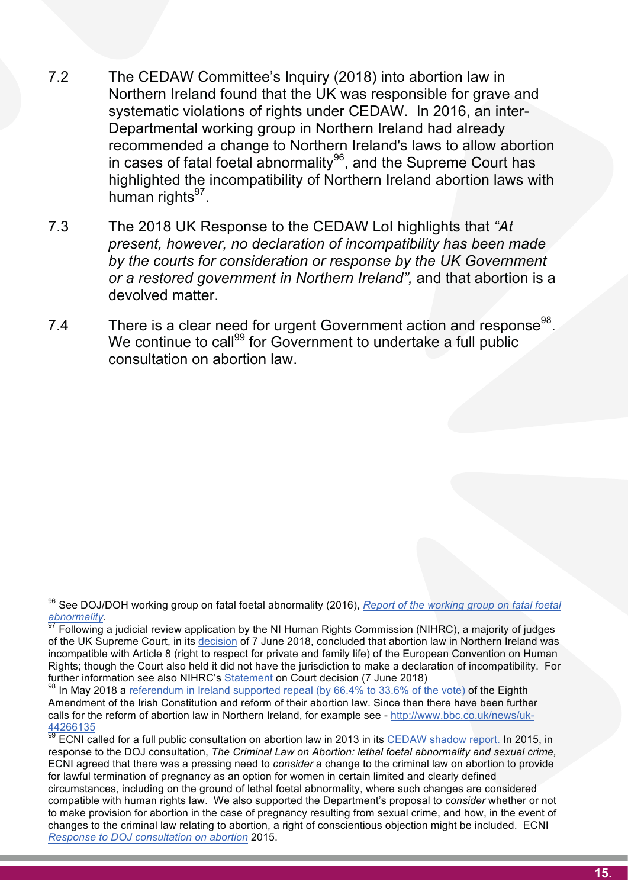7.2 The CEDAW Committee's Inquiry (2018) into abortion law in Northern Ireland found that the UK was responsible for grave and systematic violations of rights under CEDAW. In 2016, an inter-Departmental working group in Northern Ireland had already recommended a change to Northern Ireland's laws to allow abortion in cases of fatal foetal abnormality[96], and the Supreme Court has highlighted the incompatibility of Northern Ireland abortion laws with human rights[97].

7.3 The 2018 UK Response to the CEDAW LoI highlights that *"At present, however, no declaration of incompatibility has been made by the courts for consideration or response by the UK Government or a restored government in Northern Ireland",* and that abortion is a devolved matter.

7.4 There is a clear need for urgent Government action and response[98]. We continue to call[99] for Government to undertake a full public consultation on abortion law.

---

[96] See DOJ/DOH working group on fatal foetal abnormality (2016), *Report of the working group on fatal foetal abnormality*.

[97] Following a judicial review application by the NI Human Rights Commission (NIHRC), a majority of judges of the UK Supreme Court, in its decision of 7 June 2018, concluded that abortion law in Northern Ireland was incompatible with Article 8 (right to respect for private and family life) of the European Convention on Human Rights; though the Court also held it did not have the jurisdiction to make a declaration of incompatibility. For further information see also NIHRC's Statement on Court decision (7 June 2018)

[98] In May 2018 a referendum in Ireland supported repeal (by 66.4% to 33.6% of the vote) of the Eighth Amendment of the Irish Constitution and reform of their abortion law. Since then there have been further calls for the reform of abortion law in Northern Ireland, for example see - http://www.bbc.co.uk/news/uk-44266135

[99] ECNI called for a full public consultation on abortion law in 2013 in its CEDAW shadow report. In 2015, in response to the DOJ consultation, *The Criminal Law on Abortion: lethal foetal abnormality and sexual crime,* ECNI agreed that there was a pressing need to *consider* a change to the criminal law on abortion to provide for lawful termination of pregnancy as an option for women in certain limited and clearly defined circumstances, including on the ground of lethal foetal abnormality, where such changes are considered compatible with human rights law. We also supported the Department's proposal to *consider* whether or not to make provision for abortion in the case of pregnancy resulting from sexual crime, and how, in the event of changes to the criminal law relating to abortion, a right of conscientious objection might be included. ECNI *Response to DOJ consultation on abortion* 2015.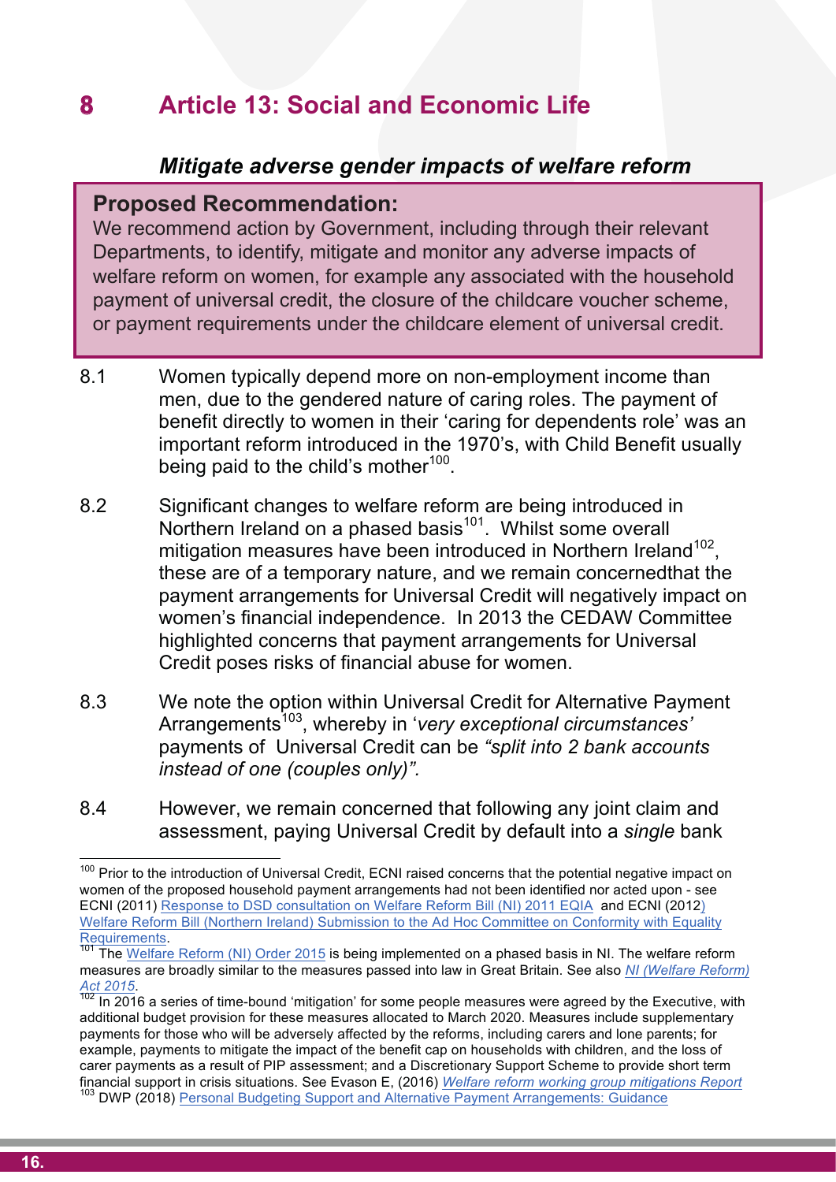# 8 Article 13: Social and Economic Life

### *Mitigate adverse gender impacts of welfare reform*

**Proposed Recommendation:**
We recommend action by Government, including through their relevant Departments, to identify, mitigate and monitor any adverse impacts of welfare reform on women, for example any associated with the household payment of universal credit, the closure of the childcare voucher scheme, or payment requirements under the childcare element of universal credit.

8.1 Women typically depend more on non-employment income than men, due to the gendered nature of caring roles. The payment of benefit directly to women in their 'caring for dependents role' was an important reform introduced in the 1970's, with Child Benefit usually being paid to the child's mother[100].

8.2 Significant changes to welfare reform are being introduced in Northern Ireland on a phased basis[101]. Whilst some overall mitigation measures have been introduced in Northern Ireland[102], these are of a temporary nature, and we remain concernedthat the payment arrangements for Universal Credit will negatively impact on women's financial independence. In 2013 the CEDAW Committee highlighted concerns that payment arrangements for Universal Credit poses risks of financial abuse for women.

8.3 We note the option within Universal Credit for Alternative Payment Arrangements[103], whereby in '*very exceptional circumstances'* payments of Universal Credit can be *"split into 2 bank accounts instead of one (couples only)".*

8.4 However, we remain concerned that following any joint claim and assessment, paying Universal Credit by default into a *single* bank

---

[100] Prior to the introduction of Universal Credit, ECNI raised concerns that the potential negative impact on women of the proposed household payment arrangements had not been identified nor acted upon - see ECNI (2011) Response to DSD consultation on Welfare Reform Bill (NI) 2011 EQIA and ECNI (2012) Welfare Reform Bill (Northern Ireland) Submission to the Ad Hoc Committee on Conformity with Equality Requirements.

[101] The Welfare Reform (NI) Order 2015 is being implemented on a phased basis in NI. The welfare reform measures are broadly similar to the measures passed into law in Great Britain. See also *NI (Welfare Reform) Act 2015*.

[102] In 2016 a series of time-bound 'mitigation' for some people measures were agreed by the Executive, with additional budget provision for these measures allocated to March 2020. Measures include supplementary payments for those who will be adversely affected by the reforms, including carers and lone parents; for example, payments to mitigate the impact of the benefit cap on households with children, and the loss of carer payments as a result of PIP assessment; and a Discretionary Support Scheme to provide short term financial support in crisis situations. See Evason E, (2016) *Welfare reform working group mitigations Report*

[103] DWP (2018) Personal Budgeting Support and Alternative Payment Arrangements: Guidance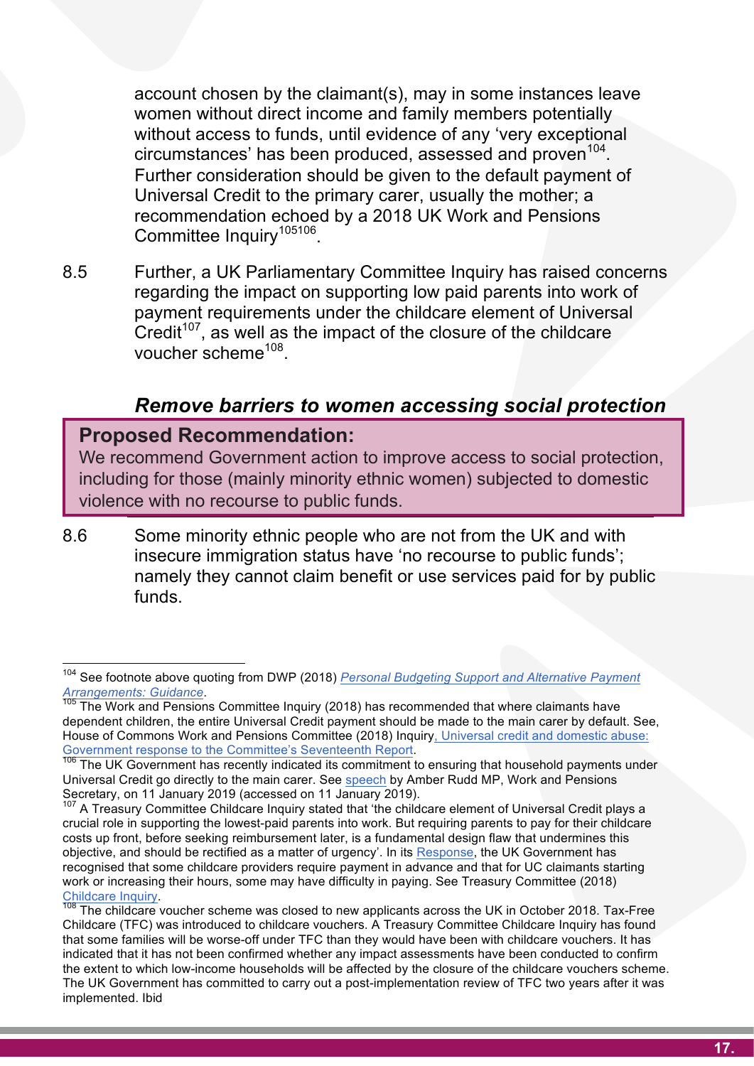account chosen by the claimant(s), may in some instances leave women without direct income and family members potentially without access to funds, until evidence of any 'very exceptional circumstances' has been produced, assessed and proven[104]. Further consideration should be given to the default payment of Universal Credit to the primary carer, usually the mother; a recommendation echoed by a 2018 UK Work and Pensions Committee Inquiry[105][106].

8.5 Further, a UK Parliamentary Committee Inquiry has raised concerns regarding the impact on supporting low paid parents into work of payment requirements under the childcare element of Universal Credit[107], as well as the impact of the closure of the childcare voucher scheme[108].

### *Remove barriers to women accessing social protection*

> **Proposed Recommendation:**
> We recommend Government action to improve access to social protection, including for those (mainly minority ethnic women) subjected to domestic violence with no recourse to public funds.

8.6 Some minority ethnic people who are not from the UK and with insecure immigration status have 'no recourse to public funds'; namely they cannot claim benefit or use services paid for by public funds.

---

[104] See footnote above quoting from DWP (2018) *Personal Budgeting Support and Alternative Payment Arrangements: Guidance*.

[105] The Work and Pensions Committee Inquiry (2018) has recommended that where claimants have dependent children, the entire Universal Credit payment should be made to the main carer by default. See, House of Commons Work and Pensions Committee (2018) Inquiry, Universal credit and domestic abuse: Government response to the Committee's Seventeenth Report.

[106] The UK Government has recently indicated its commitment to ensuring that household payments under Universal Credit go directly to the main carer. See speech by Amber Rudd MP, Work and Pensions Secretary, on 11 January 2019 (accessed on 11 January 2019).

[107] A Treasury Committee Childcare Inquiry stated that 'the childcare element of Universal Credit plays a crucial role in supporting the lowest-paid parents into work. But requiring parents to pay for their childcare costs up front, before seeking reimbursement later, is a fundamental design flaw that undermines this objective, and should be rectified as a matter of urgency'. In its Response, the UK Government has recognised that some childcare providers require payment in advance and that for UC claimants starting work or increasing their hours, some may have difficulty in paying. See Treasury Committee (2018) Childcare Inquiry.

[108] The childcare voucher scheme was closed to new applicants across the UK in October 2018. Tax-Free Childcare (TFC) was introduced to childcare vouchers. A Treasury Committee Childcare Inquiry has found that some families will be worse-off under TFC than they would have been with childcare vouchers. It has indicated that it has not been confirmed whether any impact assessments have been conducted to confirm the extent to which low-income households will be affected by the closure of the childcare vouchers scheme. The UK Government has committed to carry out a post-implementation review of TFC two years after it was implemented. Ibid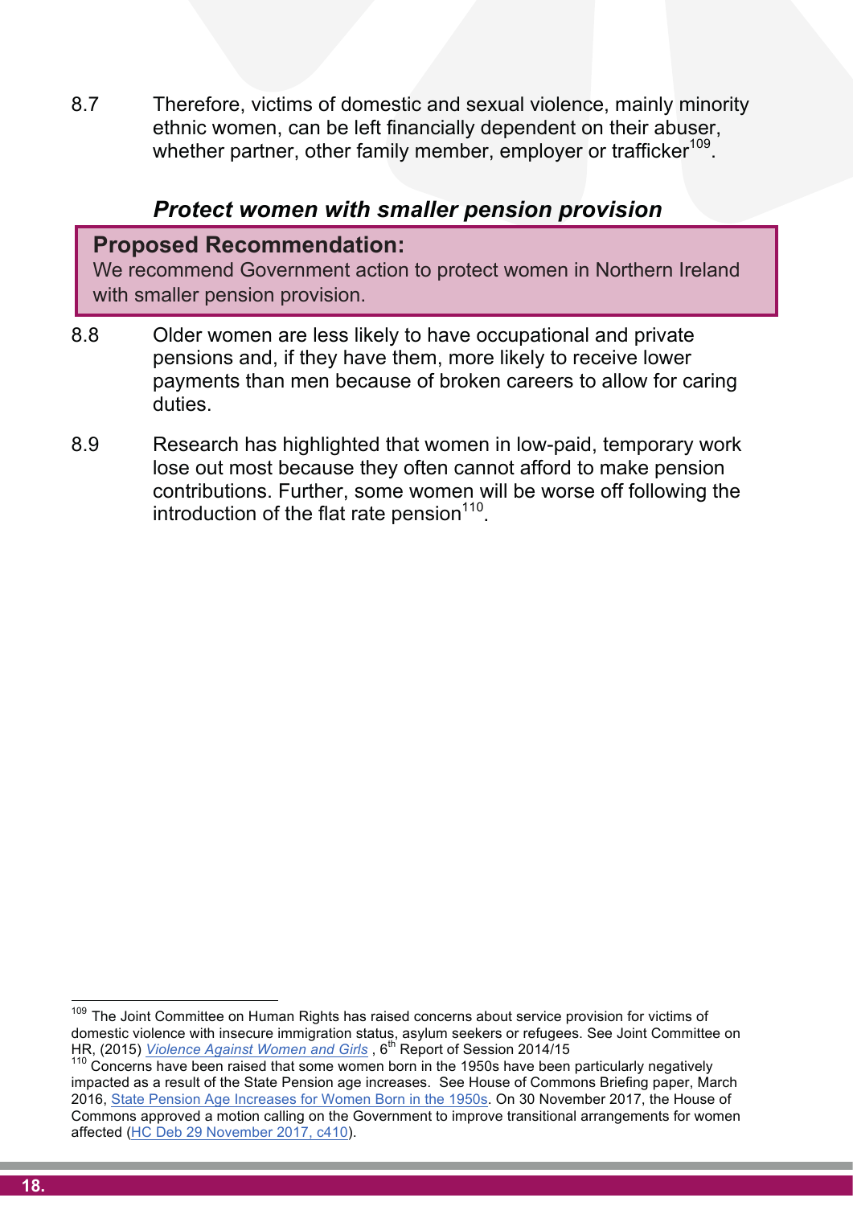8.7 Therefore, victims of domestic and sexual violence, mainly minority ethnic women, can be left financially dependent on their abuser, whether partner, other family member, employer or trafficker[109].

### *Protect women with smaller pension provision*

**Proposed Recommendation:**
We recommend Government action to protect women in Northern Ireland with smaller pension provision.

8.8 Older women are less likely to have occupational and private pensions and, if they have them, more likely to receive lower payments than men because of broken careers to allow for caring duties.

8.9 Research has highlighted that women in low-paid, temporary work lose out most because they often cannot afford to make pension contributions. Further, some women will be worse off following the introduction of the flat rate pension[110].

---

[109] The Joint Committee on Human Rights has raised concerns about service provision for victims of domestic violence with insecure immigration status, asylum seekers or refugees. See Joint Committee on HR, (2015) *Violence Against Women and Girls* , 6th Report of Session 2014/15

[110] Concerns have been raised that some women born in the 1950s have been particularly negatively impacted as a result of the State Pension age increases. See House of Commons Briefing paper, March 2016, State Pension Age Increases for Women Born in the 1950s. On 30 November 2017, the House of Commons approved a motion calling on the Government to improve transitional arrangements for women affected (HC Deb 29 November 2017, c410).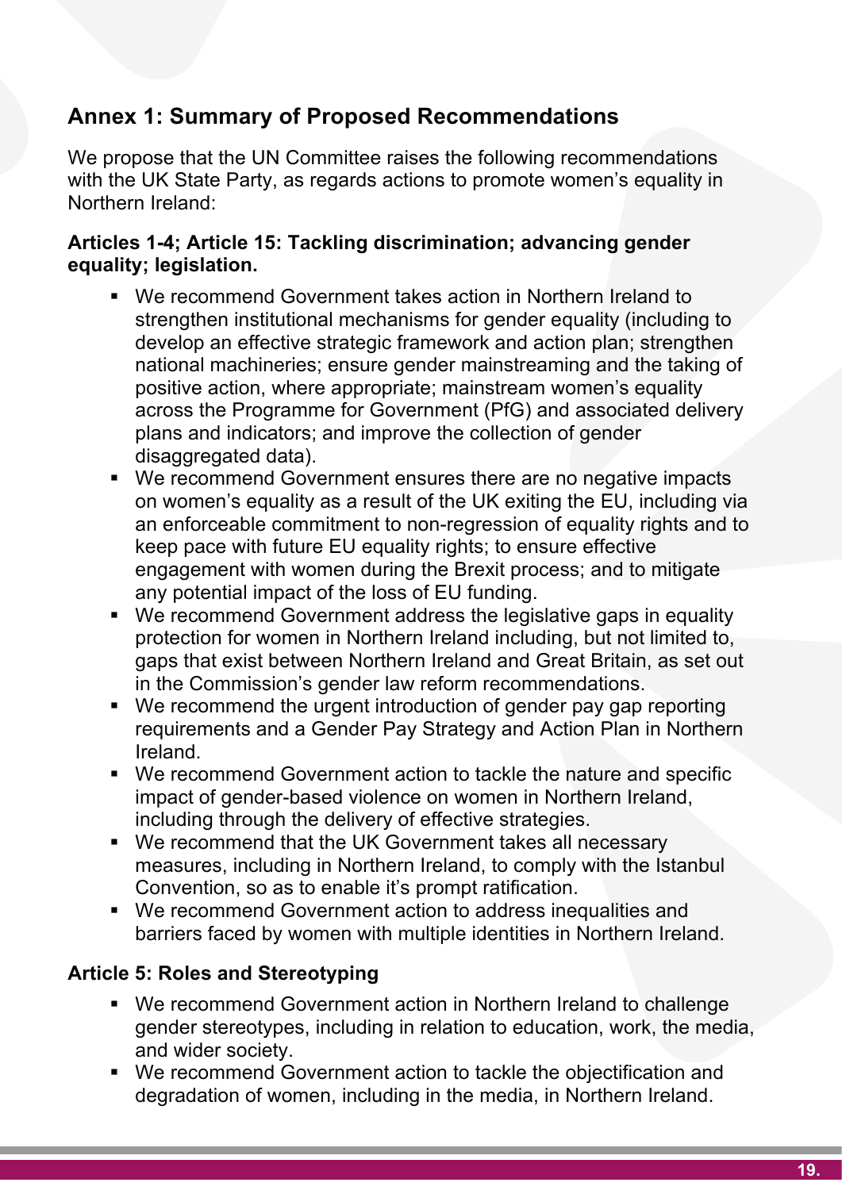## Annex 1: Summary of Proposed Recommendations

We propose that the UN Committee raises the following recommendations with the UK State Party, as regards actions to promote women's equality in Northern Ireland:

### Articles 1-4; Article 15: Tackling discrimination; advancing gender equality; legislation.

- We recommend Government takes action in Northern Ireland to strengthen institutional mechanisms for gender equality (including to develop an effective strategic framework and action plan; strengthen national machineries; ensure gender mainstreaming and the taking of positive action, where appropriate; mainstream women's equality across the Programme for Government (PfG) and associated delivery plans and indicators; and improve the collection of gender disaggregated data).
- We recommend Government ensures there are no negative impacts on women's equality as a result of the UK exiting the EU, including via an enforceable commitment to non-regression of equality rights and to keep pace with future EU equality rights; to ensure effective engagement with women during the Brexit process; and to mitigate any potential impact of the loss of EU funding.
- We recommend Government address the legislative gaps in equality protection for women in Northern Ireland including, but not limited to, gaps that exist between Northern Ireland and Great Britain, as set out in the Commission's gender law reform recommendations.
- We recommend the urgent introduction of gender pay gap reporting requirements and a Gender Pay Strategy and Action Plan in Northern Ireland.
- We recommend Government action to tackle the nature and specific impact of gender-based violence on women in Northern Ireland, including through the delivery of effective strategies.
- We recommend that the UK Government takes all necessary measures, including in Northern Ireland, to comply with the Istanbul Convention, so as to enable it's prompt ratification.
- We recommend Government action to address inequalities and barriers faced by women with multiple identities in Northern Ireland.

### Article 5: Roles and Stereotyping

- We recommend Government action in Northern Ireland to challenge gender stereotypes, including in relation to education, work, the media, and wider society.
- We recommend Government action to tackle the objectification and degradation of women, including in the media, in Northern Ireland.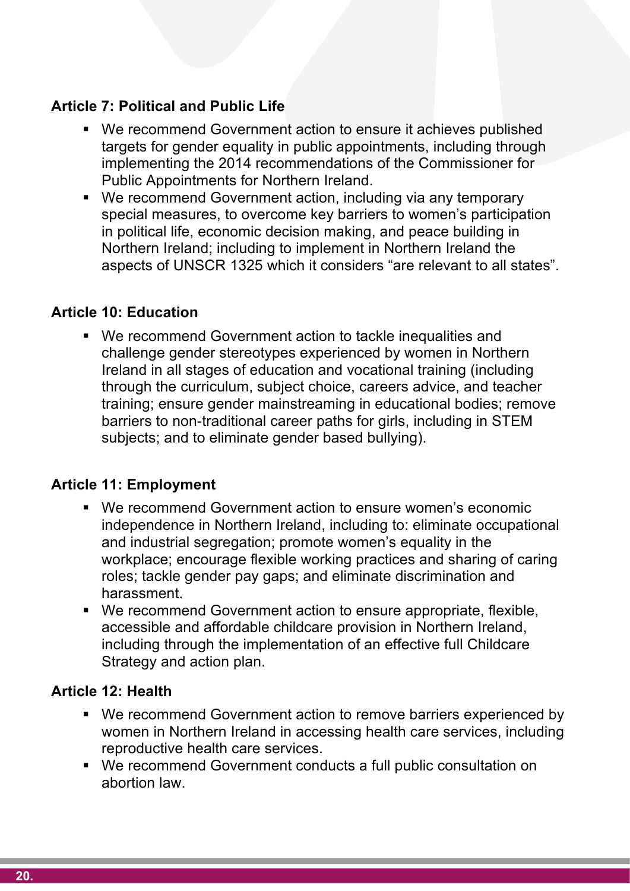**Article 7: Political and Public Life**

- We recommend Government action to ensure it achieves published targets for gender equality in public appointments, including through implementing the 2014 recommendations of the Commissioner for Public Appointments for Northern Ireland.
- We recommend Government action, including via any temporary special measures, to overcome key barriers to women's participation in political life, economic decision making, and peace building in Northern Ireland; including to implement in Northern Ireland the aspects of UNSCR 1325 which it considers "are relevant to all states".

**Article 10: Education**

- We recommend Government action to tackle inequalities and challenge gender stereotypes experienced by women in Northern Ireland in all stages of education and vocational training (including through the curriculum, subject choice, careers advice, and teacher training; ensure gender mainstreaming in educational bodies; remove barriers to non-traditional career paths for girls, including in STEM subjects; and to eliminate gender based bullying).

**Article 11: Employment**

- We recommend Government action to ensure women's economic independence in Northern Ireland, including to: eliminate occupational and industrial segregation; promote women's equality in the workplace; encourage flexible working practices and sharing of caring roles; tackle gender pay gaps; and eliminate discrimination and harassment.
- We recommend Government action to ensure appropriate, flexible, accessible and affordable childcare provision in Northern Ireland, including through the implementation of an effective full Childcare Strategy and action plan.

**Article 12: Health**

- We recommend Government action to remove barriers experienced by women in Northern Ireland in accessing health care services, including reproductive health care services.
- We recommend Government conducts a full public consultation on abortion law.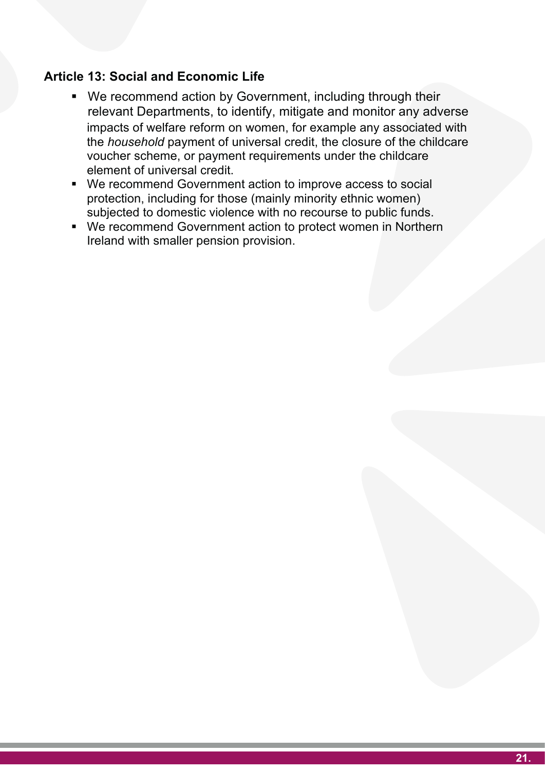**Article 13: Social and Economic Life**

- We recommend action by Government, including through their relevant Departments, to identify, mitigate and monitor any adverse impacts of welfare reform on women, for example any associated with the *household* payment of universal credit, the closure of the childcare voucher scheme, or payment requirements under the childcare element of universal credit.
- We recommend Government action to improve access to social protection, including for those (mainly minority ethnic women) subjected to domestic violence with no recourse to public funds.
- We recommend Government action to protect women in Northern Ireland with smaller pension provision.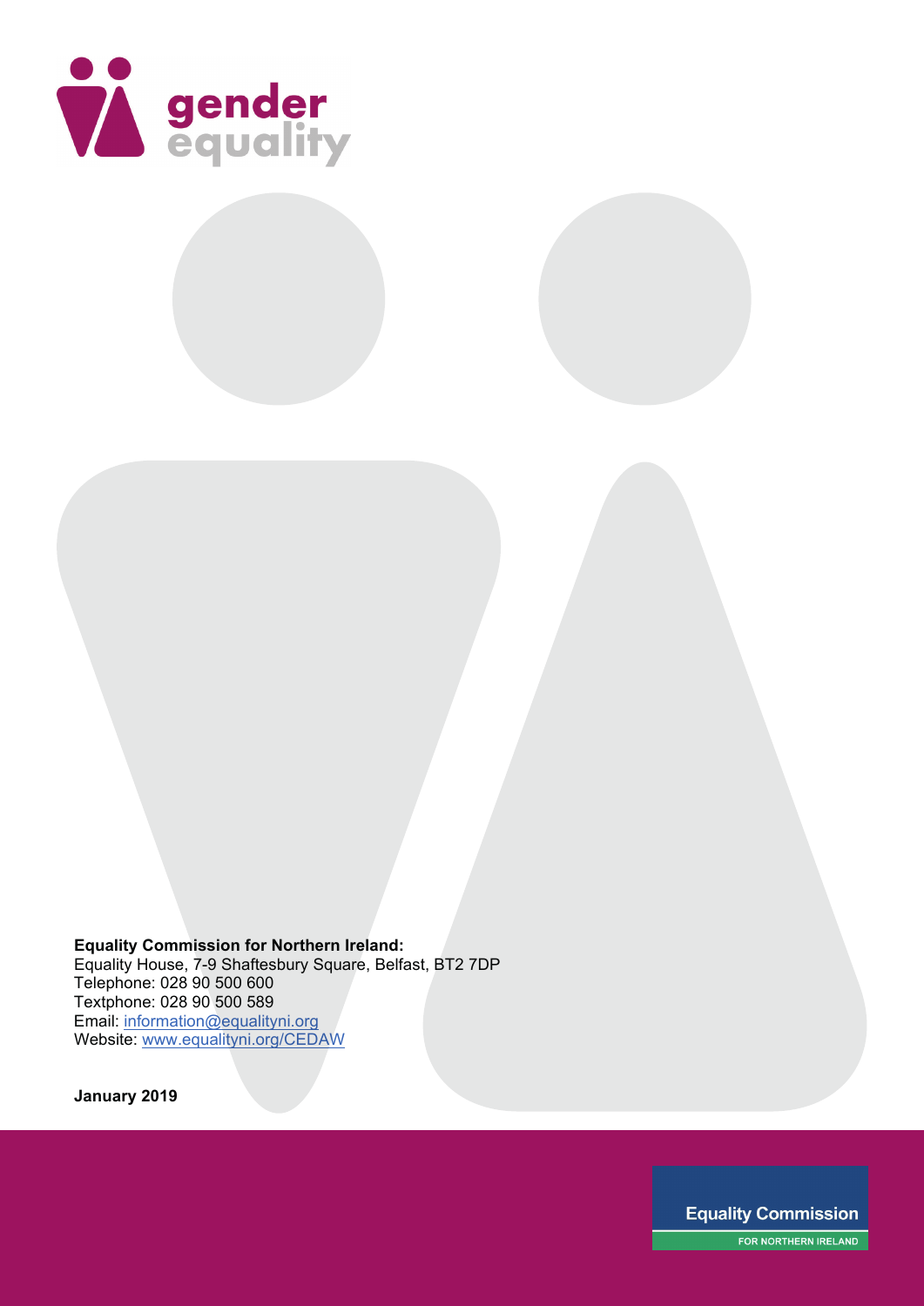**Equality Commission for Northern Ireland:**
Equality House, 7-9 Shaftesbury Square, Belfast, BT2 7DP
Telephone: 028 90 500 600
Textphone: 028 90 500 589
Email: information@equalityni.org
Website: www.equalityni.org/CEDAW

**January 2019**